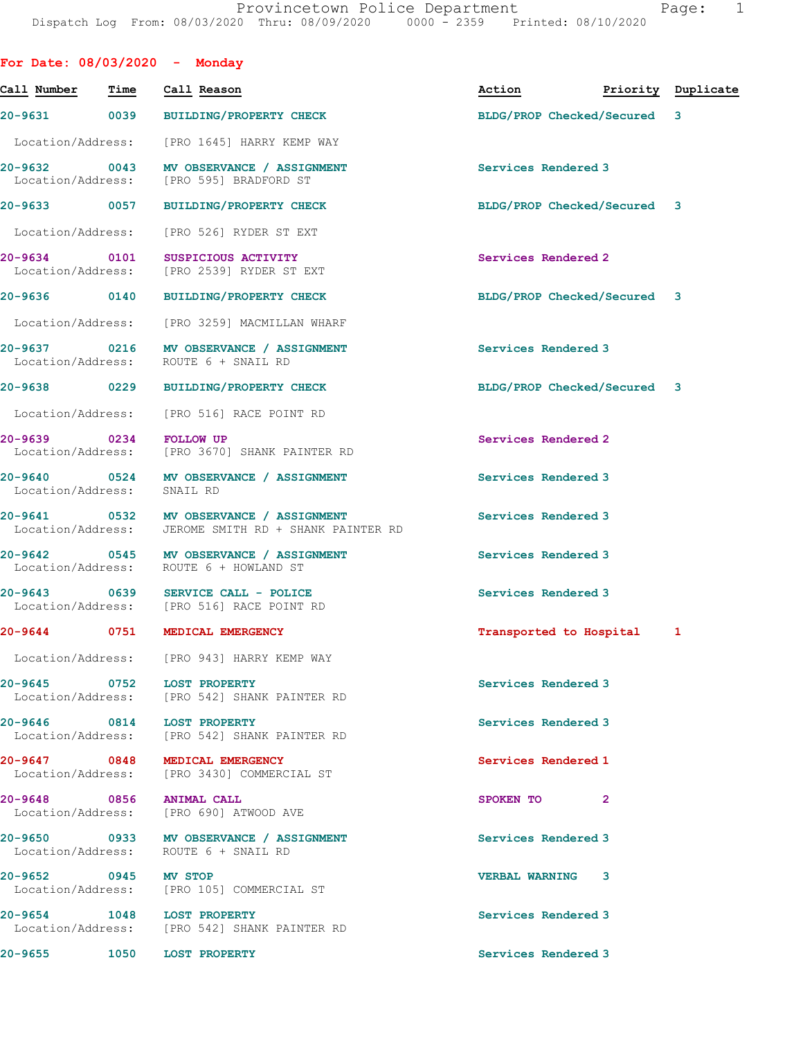Provincetown Police Department
Dispatch Log From: 08/03/2020 Thru: 08/09/2020 0000 - 2359 Printed: 08/10/2020

## For Date: 08/03/2020 - Monday

| Call Number | Time | Call Reason | Action | Priority | Duplicate |
|---|---|---|---|---|---|
| 20-9631 | 0039 | BUILDING/PROPERTY CHECK | BLDG/PROP Checked/Secured | 3 | |
| Location/Address: | | [PRO 1645] HARRY KEMP WAY | | | |
| 20-9632 | 0043 | MV OBSERVANCE / ASSIGNMENT | Services Rendered | 3 | |
| Location/Address: | | [PRO 595] BRADFORD ST | | | |
| 20-9633 | 0057 | BUILDING/PROPERTY CHECK | BLDG/PROP Checked/Secured | 3 | |
| Location/Address: | | [PRO 526] RYDER ST EXT | | | |
| 20-9634 | 0101 | SUSPICIOUS ACTIVITY | Services Rendered | 2 | |
| Location/Address: | | [PRO 2539] RYDER ST EXT | | | |
| 20-9636 | 0140 | BUILDING/PROPERTY CHECK | BLDG/PROP Checked/Secured | 3 | |
| Location/Address: | | [PRO 3259] MACMILLAN WHARF | | | |
| 20-9637 | 0216 | MV OBSERVANCE / ASSIGNMENT | Services Rendered | 3 | |
| Location/Address: | | ROUTE 6 + SNAIL RD | | | |
| 20-9638 | 0229 | BUILDING/PROPERTY CHECK | BLDG/PROP Checked/Secured | 3 | |
| Location/Address: | | [PRO 516] RACE POINT RD | | | |
| 20-9639 | 0234 | FOLLOW UP | Services Rendered | 2 | |
| Location/Address: | | [PRO 3670] SHANK PAINTER RD | | | |
| 20-9640 | 0524 | MV OBSERVANCE / ASSIGNMENT | Services Rendered | 3 | |
| Location/Address: | | SNAIL RD | | | |
| 20-9641 | 0532 | MV OBSERVANCE / ASSIGNMENT | Services Rendered | 3 | |
| Location/Address: | | JEROME SMITH RD + SHANK PAINTER RD | | | |
| 20-9642 | 0545 | MV OBSERVANCE / ASSIGNMENT | Services Rendered | 3 | |
| Location/Address: | | ROUTE 6 + HOWLAND ST | | | |
| 20-9643 | 0639 | SERVICE CALL - POLICE | Services Rendered | 3 | |
| Location/Address: | | [PRO 516] RACE POINT RD | | | |
| 20-9644 | 0751 | MEDICAL EMERGENCY | Transported to Hospital | 1 | |
| Location/Address: | | [PRO 943] HARRY KEMP WAY | | | |
| 20-9645 | 0752 | LOST PROPERTY | Services Rendered | 3 | |
| Location/Address: | | [PRO 542] SHANK PAINTER RD | | | |
| 20-9646 | 0814 | LOST PROPERTY | Services Rendered | 3 | |
| Location/Address: | | [PRO 542] SHANK PAINTER RD | | | |
| 20-9647 | 0848 | MEDICAL EMERGENCY | Services Rendered | 1 | |
| Location/Address: | | [PRO 3430] COMMERCIAL ST | | | |
| 20-9648 | 0856 | ANIMAL CALL | SPOKEN TO | 2 | |
| Location/Address: | | [PRO 690] ATWOOD AVE | | | |
| 20-9650 | 0933 | MV OBSERVANCE / ASSIGNMENT | Services Rendered | 3 | |
| Location/Address: | | ROUTE 6 + SNAIL RD | | | |
| 20-9652 | 0945 | MV STOP | VERBAL WARNING | 3 | |
| Location/Address: | | [PRO 105] COMMERCIAL ST | | | |
| 20-9654 | 1048 | LOST PROPERTY | Services Rendered | 3 | |
| Location/Address: | | [PRO 542] SHANK PAINTER RD | | | |
| 20-9655 | 1050 | LOST PROPERTY | Services Rendered | 3 | |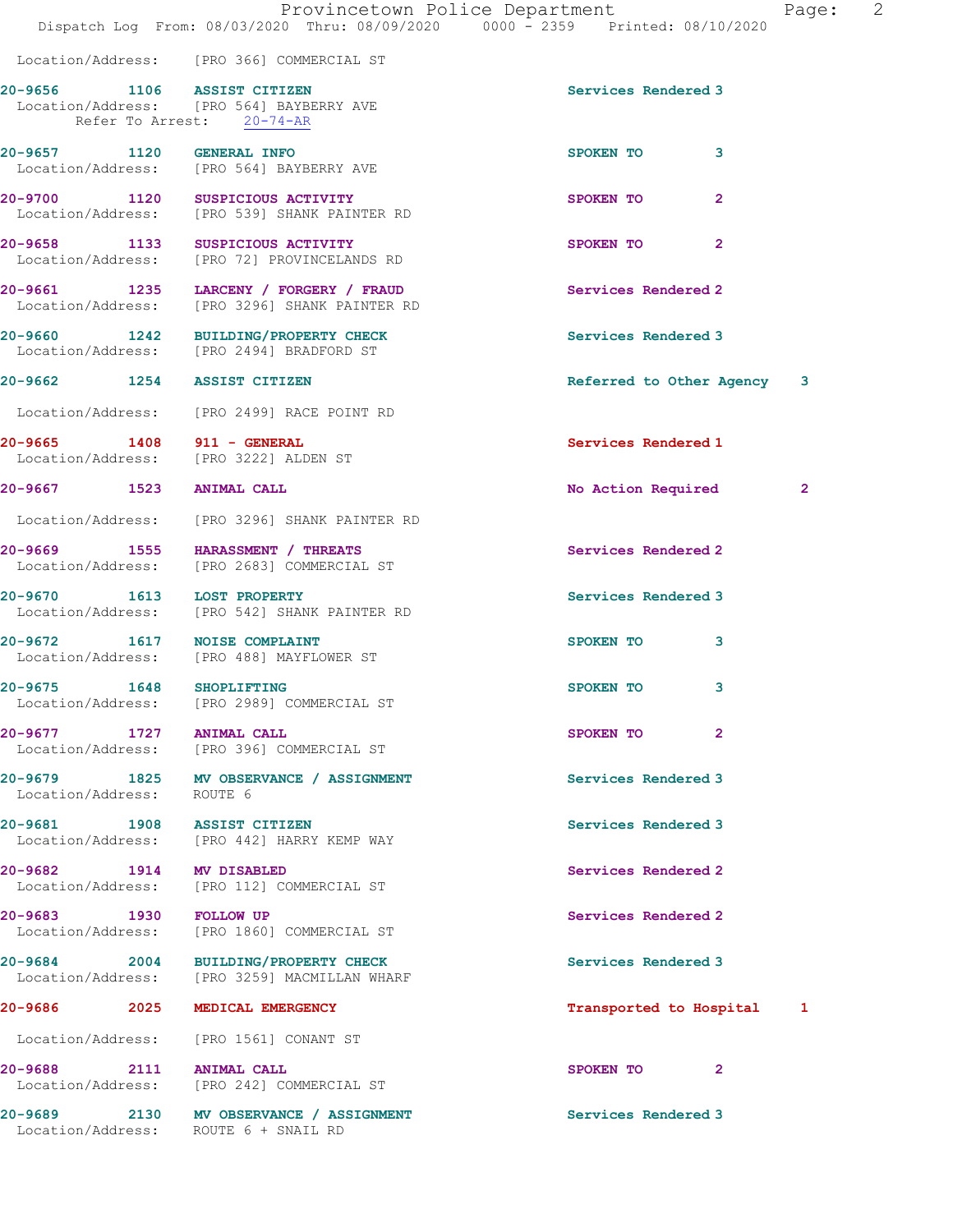Location/Address: [PRO 366] COMMERCIAL ST

**20-9656** 1106 **ASSIST CITIZEN** Services Rendered 3
Location/Address: [PRO 564] BAYBERRY AVE
Refer To Arrest: 20-74-AR

**20-9657** 1120 **GENERAL INFO** SPOKEN TO 3
Location/Address: [PRO 564] BAYBERRY AVE

**20-9700** 1120 **SUSPICIOUS ACTIVITY** SPOKEN TO 2
Location/Address: [PRO 539] SHANK PAINTER RD

**20-9658** 1133 **SUSPICIOUS ACTIVITY** SPOKEN TO 2
Location/Address: [PRO 72] PROVINCELANDS RD

**20-9661** 1235 **LARCENY / FORGERY / FRAUD** Services Rendered 2
Location/Address: [PRO 3296] SHANK PAINTER RD

**20-9660** 1242 **BUILDING/PROPERTY CHECK** Services Rendered 3
Location/Address: [PRO 2494] BRADFORD ST

**20-9662** 1254 **ASSIST CITIZEN** Referred to Other Agency 3
Location/Address: [PRO 2499] RACE POINT RD

**20-9665** 1408 **911 - GENERAL** Services Rendered 1
Location/Address: [PRO 3222] ALDEN ST

**20-9667** 1523 **ANIMAL CALL** No Action Required 2
Location/Address: [PRO 3296] SHANK PAINTER RD

**20-9669** 1555 **HARASSMENT / THREATS** Services Rendered 2
Location/Address: [PRO 2683] COMMERCIAL ST

**20-9670** 1613 **LOST PROPERTY** Services Rendered 3
Location/Address: [PRO 542] SHANK PAINTER RD

**20-9672** 1617 **NOISE COMPLAINT** SPOKEN TO 3
Location/Address: [PRO 488] MAYFLOWER ST

**20-9675** 1648 **SHOPLIFTING** SPOKEN TO 3
Location/Address: [PRO 2989] COMMERCIAL ST

**20-9677** 1727 **ANIMAL CALL** SPOKEN TO 2
Location/Address: [PRO 396] COMMERCIAL ST

**20-9679** 1825 **MV OBSERVANCE / ASSIGNMENT** Services Rendered 3
Location/Address: ROUTE 6

**20-9681** 1908 **ASSIST CITIZEN** Services Rendered 3
Location/Address: [PRO 442] HARRY KEMP WAY

**20-9682** 1914 **MV DISABLED** Services Rendered 2
Location/Address: [PRO 112] COMMERCIAL ST

**20-9683** 1930 **FOLLOW UP** Services Rendered 2
Location/Address: [PRO 1860] COMMERCIAL ST

**20-9684** 2004 **BUILDING/PROPERTY CHECK** Services Rendered 3
Location/Address: [PRO 3259] MACMILLAN WHARF

**20-9686** 2025 **MEDICAL EMERGENCY** Transported to Hospital 1
Location/Address: [PRO 1561] CONANT ST

**20-9688** 2111 **ANIMAL CALL** SPOKEN TO 2
Location/Address: [PRO 242] COMMERCIAL ST

**20-9689** 2130 **MV OBSERVANCE / ASSIGNMENT** Services Rendered 3
Location/Address: ROUTE 6 + SNAIL RD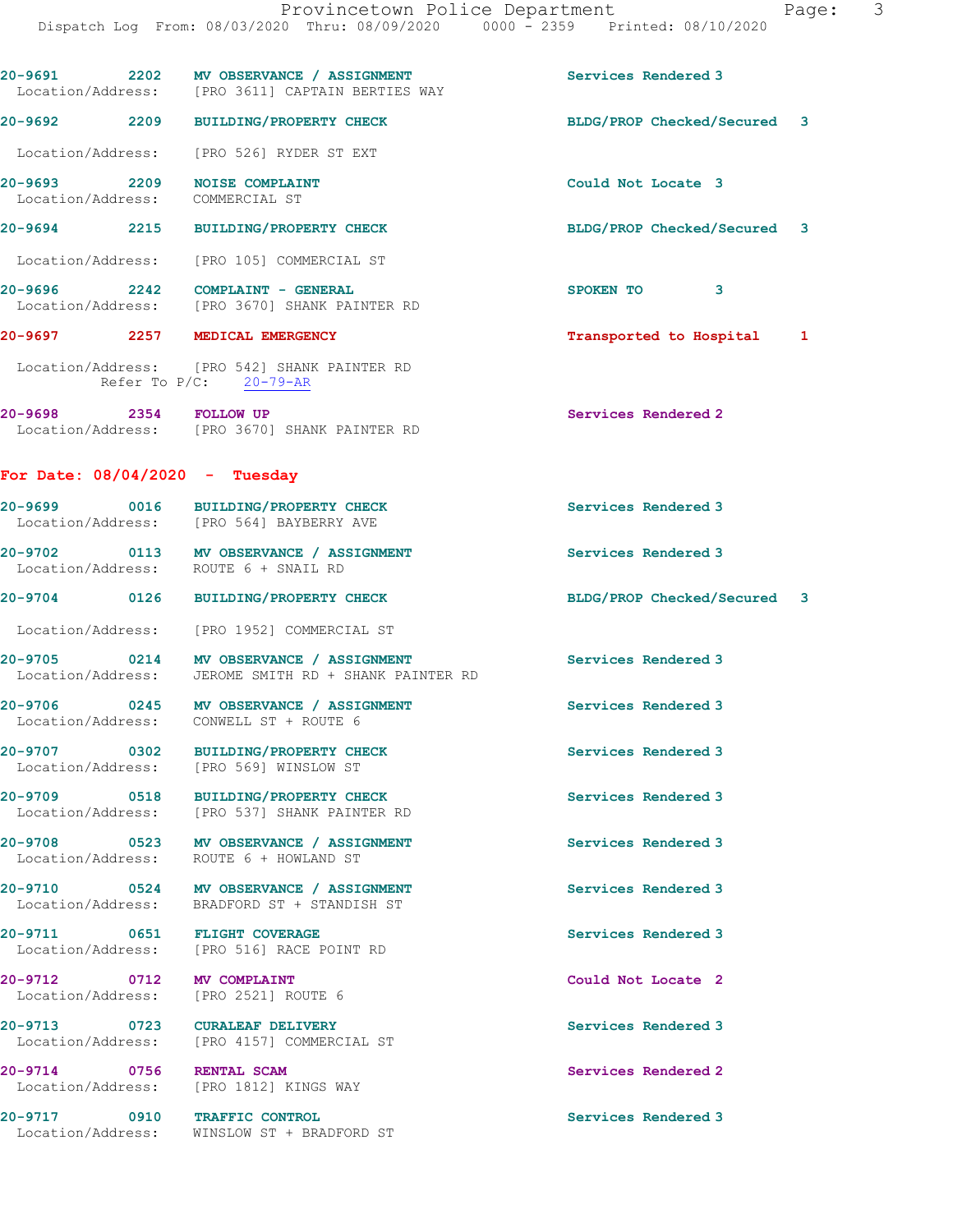20-9691 2202 MV OBSERVANCE / ASSIGNMENT Services Rendered 3
Location/Address: [PRO 3611] CAPTAIN BERTIES WAY

20-9692 2209 BUILDING/PROPERTY CHECK BLDG/PROP Checked/Secured 3
Location/Address: [PRO 526] RYDER ST EXT

20-9693 2209 NOISE COMPLAINT Could Not Locate 3
Location/Address: COMMERCIAL ST

20-9694 2215 BUILDING/PROPERTY CHECK BLDG/PROP Checked/Secured 3
Location/Address: [PRO 105] COMMERCIAL ST

20-9696 2242 COMPLAINT - GENERAL SPOKEN TO 3
Location/Address: [PRO 3670] SHANK PAINTER RD

20-9697 2257 MEDICAL EMERGENCY Transported to Hospital 1
Location/Address: [PRO 542] SHANK PAINTER RD
Refer To P/C: 20-79-AR

20-9698 2354 FOLLOW UP Services Rendered 2
Location/Address: [PRO 3670] SHANK PAINTER RD

**For Date: 08/04/2020 - Tuesday**

20-9699 0016 BUILDING/PROPERTY CHECK Services Rendered 3
Location/Address: [PRO 564] BAYBERRY AVE

20-9702 0113 MV OBSERVANCE / ASSIGNMENT Services Rendered 3
Location/Address: ROUTE 6 + SNAIL RD

20-9704 0126 BUILDING/PROPERTY CHECK BLDG/PROP Checked/Secured 3
Location/Address: [PRO 1952] COMMERCIAL ST

20-9705 0214 MV OBSERVANCE / ASSIGNMENT Services Rendered 3
Location/Address: JEROME SMITH RD + SHANK PAINTER RD

20-9706 0245 MV OBSERVANCE / ASSIGNMENT Services Rendered 3
Location/Address: CONWELL ST + ROUTE 6

20-9707 0302 BUILDING/PROPERTY CHECK Services Rendered 3
Location/Address: [PRO 569] WINSLOW ST

20-9709 0518 BUILDING/PROPERTY CHECK Services Rendered 3
Location/Address: [PRO 537] SHANK PAINTER RD

20-9708 0523 MV OBSERVANCE / ASSIGNMENT Services Rendered 3
Location/Address: ROUTE 6 + HOWLAND ST

20-9710 0524 MV OBSERVANCE / ASSIGNMENT Services Rendered 3
Location/Address: BRADFORD ST + STANDISH ST

20-9711 0651 FLIGHT COVERAGE Services Rendered 3
Location/Address: [PRO 516] RACE POINT RD

20-9712 0712 MV COMPLAINT Could Not Locate 2
Location/Address: [PRO 2521] ROUTE 6

20-9713 0723 CURALEAF DELIVERY Services Rendered 3
Location/Address: [PRO 4157] COMMERCIAL ST

20-9714 0756 RENTAL SCAM Services Rendered 2
Location/Address: [PRO 1812] KINGS WAY

20-9717 0910 TRAFFIC CONTROL Services Rendered 3
Location/Address: WINSLOW ST + BRADFORD ST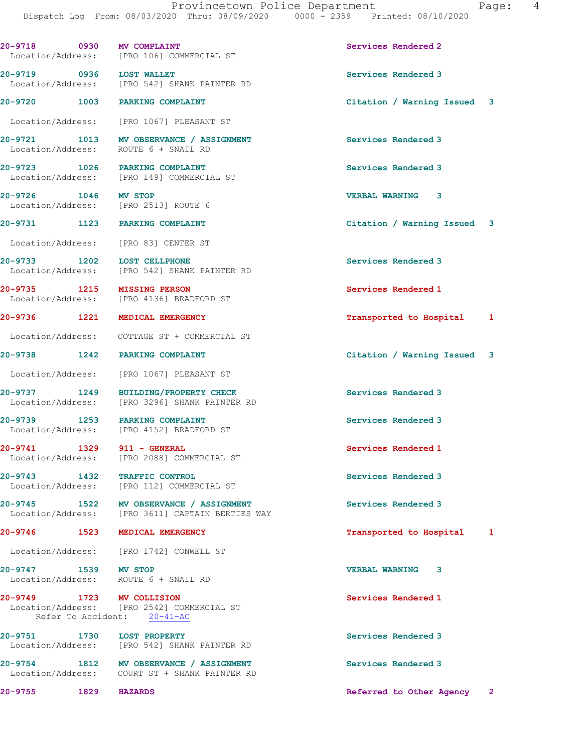20-9718 0930 MV COMPLAINT Services Rendered 2
Location/Address: [PRO 106] COMMERCIAL ST

20-9719 0936 LOST WALLET Services Rendered 3
Location/Address: [PRO 542] SHANK PAINTER RD

20-9720 1003 PARKING COMPLAINT Citation / Warning Issued 3
Location/Address: [PRO 1067] PLEASANT ST

20-9721 1013 MV OBSERVANCE / ASSIGNMENT Services Rendered 3
Location/Address: ROUTE 6 + SNAIL RD

20-9723 1026 PARKING COMPLAINT Services Rendered 3
Location/Address: [PRO 149] COMMERCIAL ST

20-9726 1046 MV STOP VERBAL WARNING 3
Location/Address: [PRO 2513] ROUTE 6

20-9731 1123 PARKING COMPLAINT Citation / Warning Issued 3
Location/Address: [PRO 83] CENTER ST

20-9733 1202 LOST CELLPHONE Services Rendered 3
Location/Address: [PRO 542] SHANK PAINTER RD

20-9735 1215 MISSING PERSON Services Rendered 1
Location/Address: [PRO 4136] BRADFORD ST

20-9736 1221 MEDICAL EMERGENCY Transported to Hospital 1
Location/Address: COTTAGE ST + COMMERCIAL ST

20-9738 1242 PARKING COMPLAINT Citation / Warning Issued 3
Location/Address: [PRO 1067] PLEASANT ST

20-9737 1249 BUILDING/PROPERTY CHECK Services Rendered 3
Location/Address: [PRO 3296] SHANK PAINTER RD

20-9739 1253 PARKING COMPLAINT Services Rendered 3
Location/Address: [PRO 4152] BRADFORD ST

20-9741 1329 911 - GENERAL Services Rendered 1
Location/Address: [PRO 2088] COMMERCIAL ST

20-9743 1432 TRAFFIC CONTROL Services Rendered 3
Location/Address: [PRO 112] COMMERCIAL ST

20-9745 1522 MV OBSERVANCE / ASSIGNMENT Services Rendered 3
Location/Address: [PRO 3611] CAPTAIN BERTIES WAY

20-9746 1523 MEDICAL EMERGENCY Transported to Hospital 1
Location/Address: [PRO 1742] CONWELL ST

20-9747 1539 MV STOP VERBAL WARNING 3
Location/Address: ROUTE 6 + SNAIL RD

20-9749 1723 MV COLLISION Services Rendered 1
Location/Address: [PRO 2542] COMMERCIAL ST
Refer To Accident: 20-41-AC

20-9751 1730 LOST PROPERTY Services Rendered 3
Location/Address: [PRO 542] SHANK PAINTER RD

20-9754 1812 MV OBSERVANCE / ASSIGNMENT Services Rendered 3
Location/Address: COURT ST + SHANK PAINTER RD

20-9755 1829 HAZARDS Referred to Other Agency 2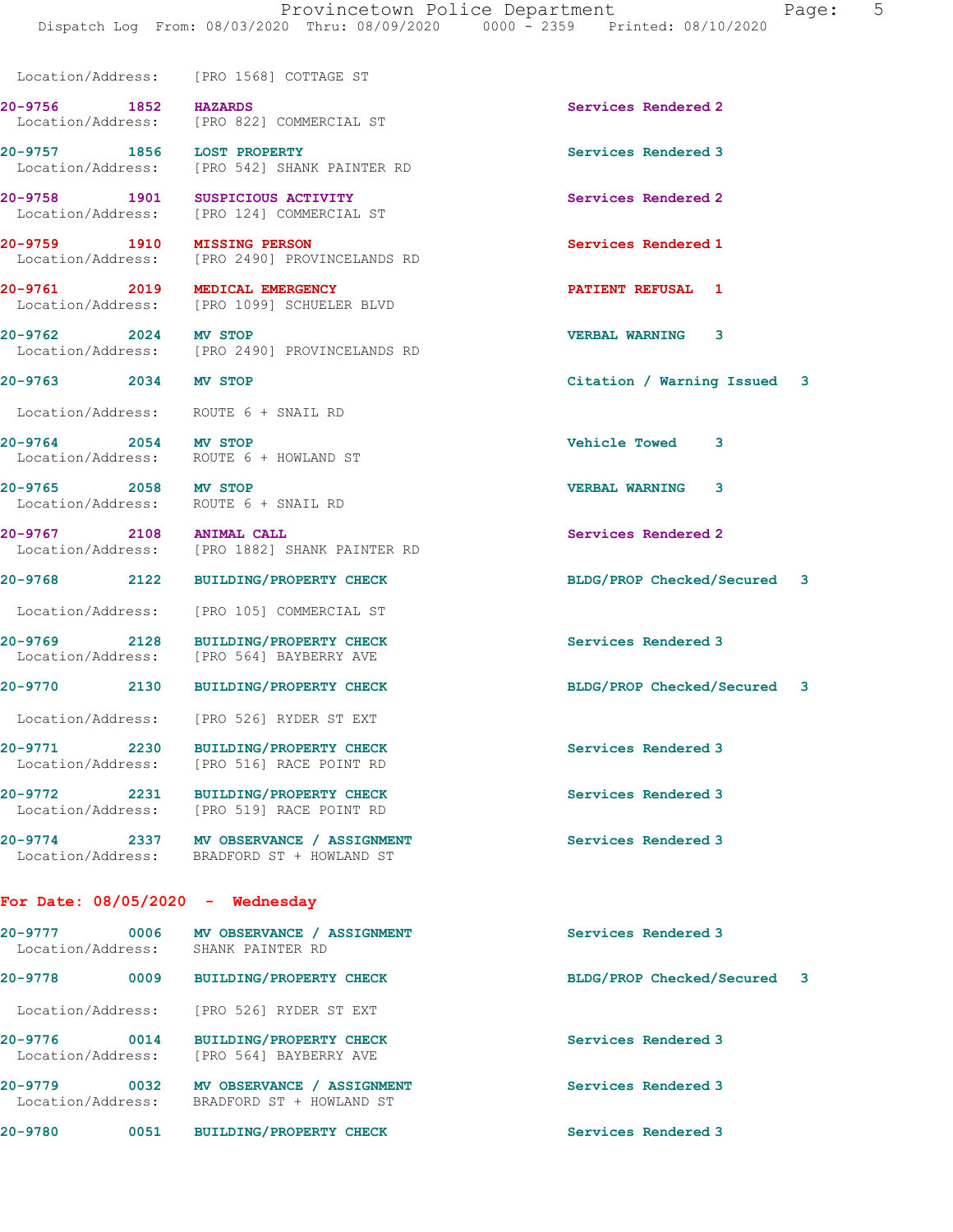Location/Address: [PRO 1568] COTTAGE ST

20-9756 1852 HAZARDS Services Rendered 2
Location/Address: [PRO 822] COMMERCIAL ST

20-9757 1856 LOST PROPERTY Services Rendered 3
Location/Address: [PRO 542] SHANK PAINTER RD

20-9758 1901 SUSPICIOUS ACTIVITY Services Rendered 2
Location/Address: [PRO 124] COMMERCIAL ST

20-9759 1910 MISSING PERSON Services Rendered 1
Location/Address: [PRO 2490] PROVINCELANDS RD

20-9761 2019 MEDICAL EMERGENCY PATIENT REFUSAL 1
Location/Address: [PRO 1099] SCHUELER BLVD

20-9762 2024 MV STOP VERBAL WARNING 3
Location/Address: [PRO 2490] PROVINCELANDS RD

20-9763 2034 MV STOP Citation / Warning Issued 3
Location/Address: ROUTE 6 + SNAIL RD

20-9764 2054 MV STOP Vehicle Towed 3
Location/Address: ROUTE 6 + HOWLAND ST

20-9765 2058 MV STOP VERBAL WARNING 3
Location/Address: ROUTE 6 + SNAIL RD

20-9767 2108 ANIMAL CALL Services Rendered 2
Location/Address: [PRO 1882] SHANK PAINTER RD

20-9768 2122 BUILDING/PROPERTY CHECK BLDG/PROP Checked/Secured 3
Location/Address: [PRO 105] COMMERCIAL ST

20-9769 2128 BUILDING/PROPERTY CHECK Services Rendered 3
Location/Address: [PRO 564] BAYBERRY AVE

20-9770 2130 BUILDING/PROPERTY CHECK BLDG/PROP Checked/Secured 3
Location/Address: [PRO 526] RYDER ST EXT

20-9771 2230 BUILDING/PROPERTY CHECK Services Rendered 3
Location/Address: [PRO 516] RACE POINT RD

20-9772 2231 BUILDING/PROPERTY CHECK Services Rendered 3
Location/Address: [PRO 519] RACE POINT RD

20-9774 2337 MV OBSERVANCE / ASSIGNMENT Services Rendered 3
Location/Address: BRADFORD ST + HOWLAND ST

## For Date: 08/05/2020 - Wednesday

20-9777 0006 MV OBSERVANCE / ASSIGNMENT Services Rendered 3
Location/Address: SHANK PAINTER RD

20-9778 0009 BUILDING/PROPERTY CHECK BLDG/PROP Checked/Secured 3
Location/Address: [PRO 526] RYDER ST EXT

20-9776 0014 BUILDING/PROPERTY CHECK Services Rendered 3
Location/Address: [PRO 564] BAYBERRY AVE

20-9779 0032 MV OBSERVANCE / ASSIGNMENT Services Rendered 3
Location/Address: BRADFORD ST + HOWLAND ST

20-9780 0051 BUILDING/PROPERTY CHECK Services Rendered 3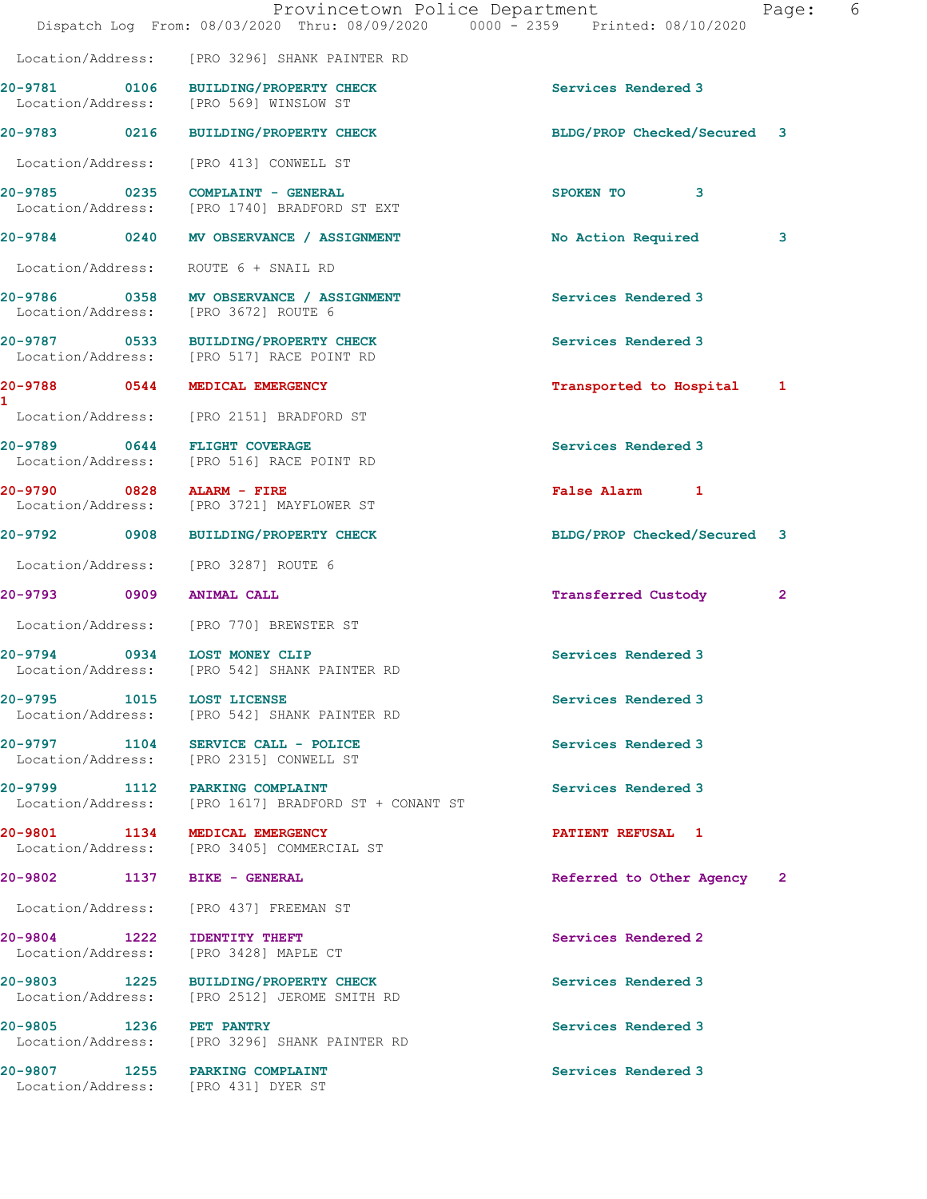Location/Address: [PRO 3296] SHANK PAINTER RD

20-9781 0106 BUILDING/PROPERTY CHECK Services Rendered 3
Location/Address: [PRO 569] WINSLOW ST

20-9783 0216 BUILDING/PROPERTY CHECK BLDG/PROP Checked/Secured 3
Location/Address: [PRO 413] CONWELL ST

20-9785 0235 COMPLAINT - GENERAL SPOKEN TO 3
Location/Address: [PRO 1740] BRADFORD ST EXT

20-9784 0240 MV OBSERVANCE / ASSIGNMENT No Action Required 3
Location/Address: ROUTE 6 + SNAIL RD

20-9786 0358 MV OBSERVANCE / ASSIGNMENT Services Rendered 3
Location/Address: [PRO 3672] ROUTE 6

20-9787 0533 BUILDING/PROPERTY CHECK Services Rendered 3
Location/Address: [PRO 517] RACE POINT RD

20-9788 0544 MEDICAL EMERGENCY Transported to Hospital 1
1
Location/Address: [PRO 2151] BRADFORD ST

20-9789 0644 FLIGHT COVERAGE Services Rendered 3
Location/Address: [PRO 516] RACE POINT RD

20-9790 0828 ALARM - FIRE False Alarm 1
Location/Address: [PRO 3721] MAYFLOWER ST

20-9792 0908 BUILDING/PROPERTY CHECK BLDG/PROP Checked/Secured 3
Location/Address: [PRO 3287] ROUTE 6

20-9793 0909 ANIMAL CALL Transferred Custody 2
Location/Address: [PRO 770] BREWSTER ST

20-9794 0934 LOST MONEY CLIP Services Rendered 3
Location/Address: [PRO 542] SHANK PAINTER RD

20-9795 1015 LOST LICENSE Services Rendered 3
Location/Address: [PRO 542] SHANK PAINTER RD

20-9797 1104 SERVICE CALL - POLICE Services Rendered 3
Location/Address: [PRO 2315] CONWELL ST

20-9799 1112 PARKING COMPLAINT Services Rendered 3
Location/Address: [PRO 1617] BRADFORD ST + CONANT ST

20-9801 1134 MEDICAL EMERGENCY PATIENT REFUSAL 1
Location/Address: [PRO 3405] COMMERCIAL ST

20-9802 1137 BIKE - GENERAL Referred to Other Agency 2
Location/Address: [PRO 437] FREEMAN ST

20-9804 1222 IDENTITY THEFT Services Rendered 2
Location/Address: [PRO 3428] MAPLE CT

20-9803 1225 BUILDING/PROPERTY CHECK Services Rendered 3
Location/Address: [PRO 2512] JEROME SMITH RD

20-9805 1236 PET PANTRY Services Rendered 3
Location/Address: [PRO 3296] SHANK PAINTER RD

20-9807 1255 PARKING COMPLAINT Services Rendered 3
Location/Address: [PRO 431] DYER ST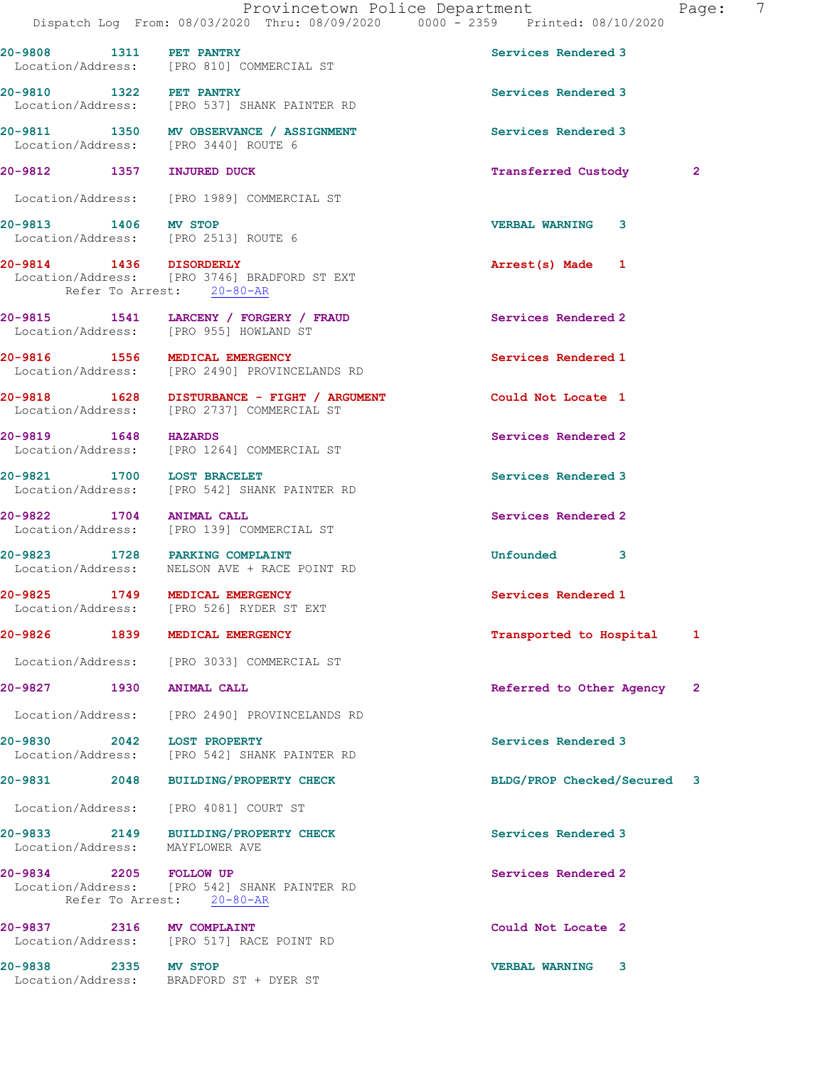20-9808 1311 PET PANTRY Services Rendered 3
Location/Address: [PRO 810] COMMERCIAL ST

20-9810 1322 PET PANTRY Services Rendered 3
Location/Address: [PRO 537] SHANK PAINTER RD

20-9811 1350 MV OBSERVANCE / ASSIGNMENT Services Rendered 3
Location/Address: [PRO 3440] ROUTE 6

20-9812 1357 INJURED DUCK Transferred Custody 2
Location/Address: [PRO 1989] COMMERCIAL ST

20-9813 1406 MV STOP VERBAL WARNING 3
Location/Address: [PRO 2513] ROUTE 6

20-9814 1436 DISORDERLY Arrest(s) Made 1
Location/Address: [PRO 3746] BRADFORD ST EXT
Refer To Arrest: 20-80-AR

20-9815 1541 LARCENY / FORGERY / FRAUD Services Rendered 2
Location/Address: [PRO 955] HOWLAND ST

20-9816 1556 MEDICAL EMERGENCY Services Rendered 1
Location/Address: [PRO 2490] PROVINCELANDS RD

20-9818 1628 DISTURBANCE - FIGHT / ARGUMENT Could Not Locate 1
Location/Address: [PRO 2737] COMMERCIAL ST

20-9819 1648 HAZARDS Services Rendered 2
Location/Address: [PRO 1264] COMMERCIAL ST

20-9821 1700 LOST BRACELET Services Rendered 3
Location/Address: [PRO 542] SHANK PAINTER RD

20-9822 1704 ANIMAL CALL Services Rendered 2
Location/Address: [PRO 139] COMMERCIAL ST

20-9823 1728 PARKING COMPLAINT Unfounded 3
Location/Address: NELSON AVE + RACE POINT RD

20-9825 1749 MEDICAL EMERGENCY Services Rendered 1
Location/Address: [PRO 526] RYDER ST EXT

20-9826 1839 MEDICAL EMERGENCY Transported to Hospital 1
Location/Address: [PRO 3033] COMMERCIAL ST

20-9827 1930 ANIMAL CALL Referred to Other Agency 2
Location/Address: [PRO 2490] PROVINCELANDS RD

20-9830 2042 LOST PROPERTY Services Rendered 3
Location/Address: [PRO 542] SHANK PAINTER RD

20-9831 2048 BUILDING/PROPERTY CHECK BLDG/PROP Checked/Secured 3
Location/Address: [PRO 4081] COURT ST

20-9833 2149 BUILDING/PROPERTY CHECK Services Rendered 3
Location/Address: MAYFLOWER AVE

20-9834 2205 FOLLOW UP Services Rendered 2
Location/Address: [PRO 542] SHANK PAINTER RD
Refer To Arrest: 20-80-AR

20-9837 2316 MV COMPLAINT Could Not Locate 2
Location/Address: [PRO 517] RACE POINT RD

20-9838 2335 MV STOP VERBAL WARNING 3
Location/Address: BRADFORD ST + DYER ST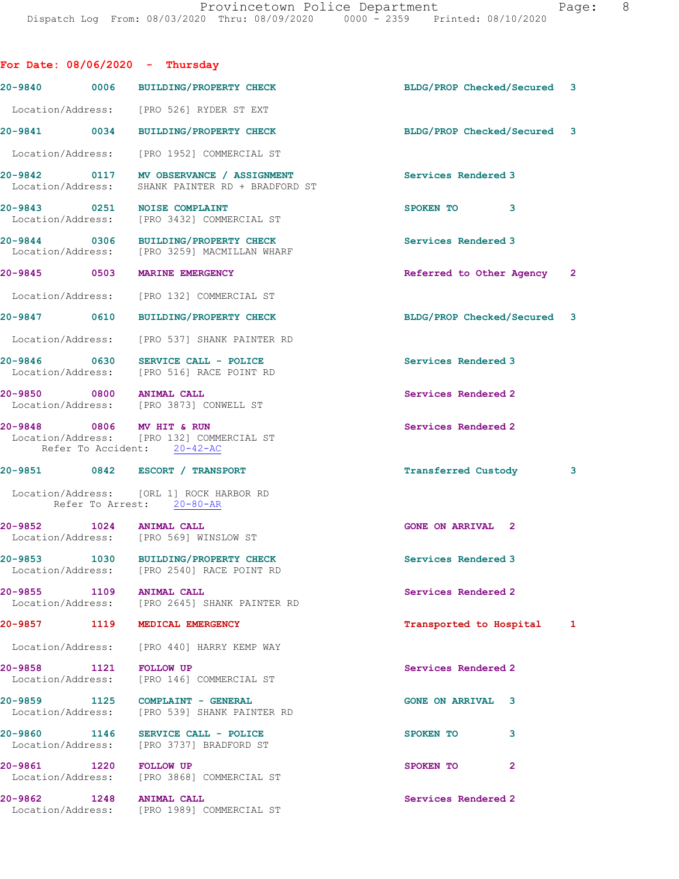## For Date: 08/06/2020 - Thursday

**20-9840** 0006 BUILDING/PROPERTY CHECK — BLDG/PROP Checked/Secured 3
Location/Address: [PRO 526] RYDER ST EXT

**20-9841** 0034 BUILDING/PROPERTY CHECK — BLDG/PROP Checked/Secured 3
Location/Address: [PRO 1952] COMMERCIAL ST

**20-9842** 0117 MV OBSERVANCE / ASSIGNMENT — Services Rendered 3
Location/Address: SHANK PAINTER RD + BRADFORD ST

**20-9843** 0251 NOISE COMPLAINT — SPOKEN TO 3
Location/Address: [PRO 3432] COMMERCIAL ST

**20-9844** 0306 BUILDING/PROPERTY CHECK — Services Rendered 3
Location/Address: [PRO 3259] MACMILLAN WHARF

**20-9845** 0503 MARINE EMERGENCY — Referred to Other Agency 2
Location/Address: [PRO 132] COMMERCIAL ST

**20-9847** 0610 BUILDING/PROPERTY CHECK — BLDG/PROP Checked/Secured 3
Location/Address: [PRO 537] SHANK PAINTER RD

**20-9846** 0630 SERVICE CALL - POLICE — Services Rendered 3
Location/Address: [PRO 516] RACE POINT RD

**20-9850** 0800 ANIMAL CALL — Services Rendered 2
Location/Address: [PRO 3873] CONWELL ST

**20-9848** 0806 MV HIT & RUN — Services Rendered 2
Location/Address: [PRO 132] COMMERCIAL ST
Refer To Accident: 20-42-AC

**20-9851** 0842 ESCORT / TRANSPORT — Transferred Custody 3
Location/Address: [ORL 1] ROCK HARBOR RD
Refer To Arrest: 20-80-AR

**20-9852** 1024 ANIMAL CALL — GONE ON ARRIVAL 2
Location/Address: [PRO 569] WINSLOW ST

**20-9853** 1030 BUILDING/PROPERTY CHECK — Services Rendered 3
Location/Address: [PRO 2540] RACE POINT RD

**20-9855** 1109 ANIMAL CALL — Services Rendered 2
Location/Address: [PRO 2645] SHANK PAINTER RD

**20-9857** 1119 MEDICAL EMERGENCY — Transported to Hospital 1
Location/Address: [PRO 440] HARRY KEMP WAY

**20-9858** 1121 FOLLOW UP — Services Rendered 2
Location/Address: [PRO 146] COMMERCIAL ST

**20-9859** 1125 COMPLAINT - GENERAL — GONE ON ARRIVAL 3
Location/Address: [PRO 539] SHANK PAINTER RD

**20-9860** 1146 SERVICE CALL - POLICE — SPOKEN TO 3
Location/Address: [PRO 3737] BRADFORD ST

**20-9861** 1220 FOLLOW UP — SPOKEN TO 2
Location/Address: [PRO 3868] COMMERCIAL ST

**20-9862** 1248 ANIMAL CALL — Services Rendered 2
Location/Address: [PRO 1989] COMMERCIAL ST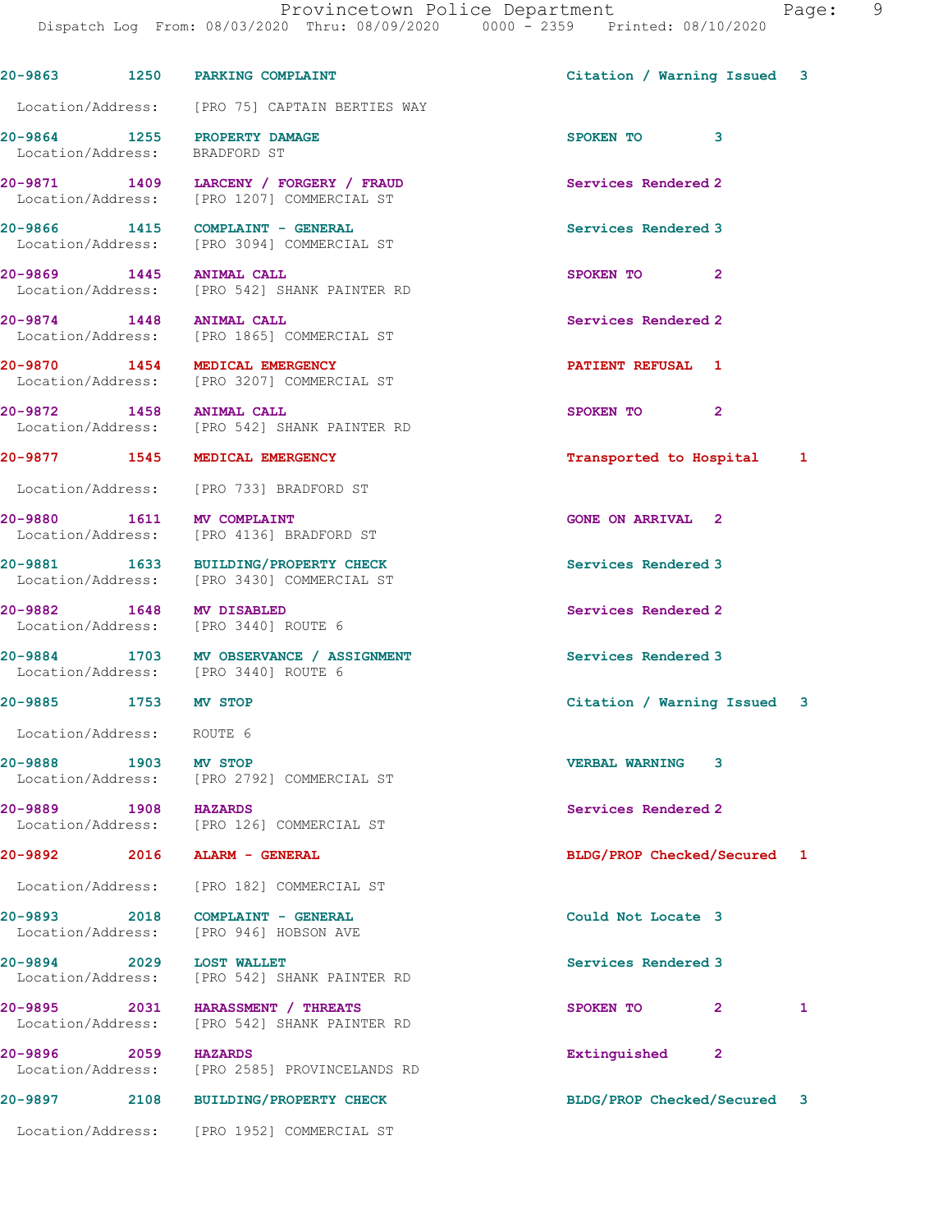20-9863 1250 PARKING COMPLAINT Citation / Warning Issued 3

Location/Address: [PRO 75] CAPTAIN BERTIES WAY

20-9864 1255 PROPERTY DAMAGE SPOKEN TO 3
Location/Address: BRADFORD ST

20-9871 1409 LARCENY / FORGERY / FRAUD Services Rendered 2
Location/Address: [PRO 1207] COMMERCIAL ST

20-9866 1415 COMPLAINT - GENERAL Services Rendered 3
Location/Address: [PRO 3094] COMMERCIAL ST

20-9869 1445 ANIMAL CALL SPOKEN TO 2
Location/Address: [PRO 542] SHANK PAINTER RD

20-9874 1448 ANIMAL CALL Services Rendered 2
Location/Address: [PRO 1865] COMMERCIAL ST

20-9870 1454 MEDICAL EMERGENCY PATIENT REFUSAL 1
Location/Address: [PRO 3207] COMMERCIAL ST

20-9872 1458 ANIMAL CALL SPOKEN TO 2
Location/Address: [PRO 542] SHANK PAINTER RD

20-9877 1545 MEDICAL EMERGENCY Transported to Hospital 1

Location/Address: [PRO 733] BRADFORD ST

20-9880 1611 MV COMPLAINT GONE ON ARRIVAL 2
Location/Address: [PRO 4136] BRADFORD ST

20-9881 1633 BUILDING/PROPERTY CHECK Services Rendered 3
Location/Address: [PRO 3430] COMMERCIAL ST

20-9882 1648 MV DISABLED Services Rendered 2
Location/Address: [PRO 3440] ROUTE 6

20-9884 1703 MV OBSERVANCE / ASSIGNMENT Services Rendered 3
Location/Address: [PRO 3440] ROUTE 6

20-9885 1753 MV STOP Citation / Warning Issued 3

Location/Address: ROUTE 6

20-9888 1903 MV STOP VERBAL WARNING 3
Location/Address: [PRO 2792] COMMERCIAL ST

20-9889 1908 HAZARDS Services Rendered 2
Location/Address: [PRO 126] COMMERCIAL ST

20-9892 2016 ALARM - GENERAL BLDG/PROP Checked/Secured 1

Location/Address: [PRO 182] COMMERCIAL ST

20-9893 2018 COMPLAINT - GENERAL Could Not Locate 3
Location/Address: [PRO 946] HOBSON AVE

20-9894 2029 LOST WALLET Services Rendered 3
Location/Address: [PRO 542] SHANK PAINTER RD

20-9895 2031 HARASSMENT / THREATS SPOKEN TO 2 1
Location/Address: [PRO 542] SHANK PAINTER RD

20-9896 2059 HAZARDS Extinguished 2
Location/Address: [PRO 2585] PROVINCELANDS RD

20-9897 2108 BUILDING/PROPERTY CHECK BLDG/PROP Checked/Secured 3

Location/Address: [PRO 1952] COMMERCIAL ST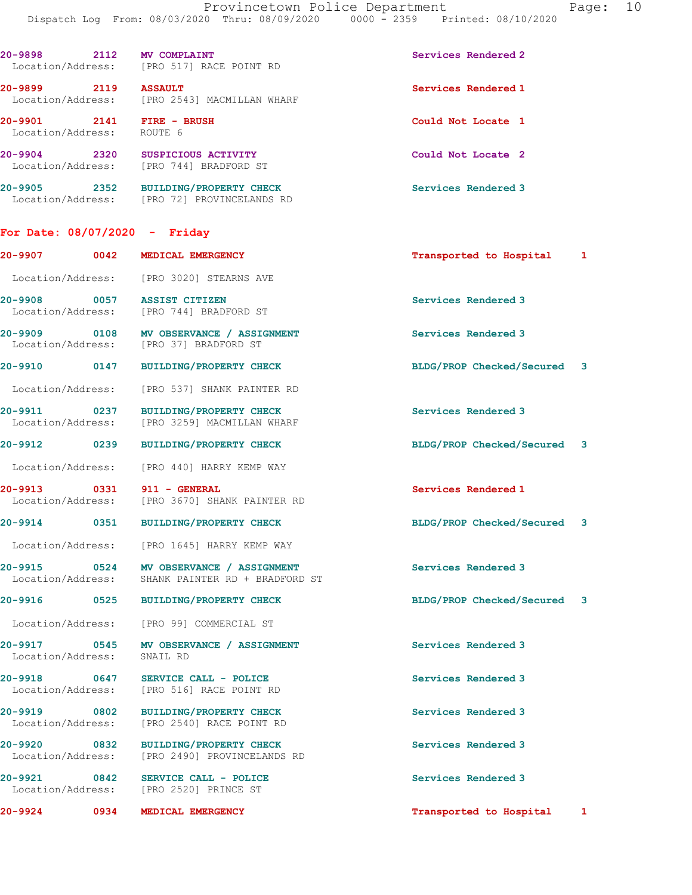| | | | |
|---|---|---|---|
| 20-9898 | 2112 | MV COMPLAINT | Services Rendered 2 |
| Location/Address: | | [PRO 517] RACE POINT RD | |
| 20-9899 | 2119 | ASSAULT | Services Rendered 1 |
| Location/Address: | | [PRO 2543] MACMILLAN WHARF | |
| 20-9901 | 2141 | FIRE - BRUSH | Could Not Locate 1 |
| Location/Address: | | ROUTE 6 | |
| 20-9904 | 2320 | SUSPICIOUS ACTIVITY | Could Not Locate 2 |
| Location/Address: | | [PRO 744] BRADFORD ST | |
| 20-9905 | 2352 | BUILDING/PROPERTY CHECK | Services Rendered 3 |
| Location/Address: | | [PRO 72] PROVINCELANDS RD | |

## For Date: 08/07/2020 - Friday

| | | | |
|---|---|---|---|
| 20-9907 | 0042 | MEDICAL EMERGENCY | Transported to Hospital 1 |
| Location/Address: | | [PRO 3020] STEARNS AVE | |
| 20-9908 | 0057 | ASSIST CITIZEN | Services Rendered 3 |
| Location/Address: | | [PRO 744] BRADFORD ST | |
| 20-9909 | 0108 | MV OBSERVANCE / ASSIGNMENT | Services Rendered 3 |
| Location/Address: | | [PRO 37] BRADFORD ST | |
| 20-9910 | 0147 | BUILDING/PROPERTY CHECK | BLDG/PROP Checked/Secured 3 |
| Location/Address: | | [PRO 537] SHANK PAINTER RD | |
| 20-9911 | 0237 | BUILDING/PROPERTY CHECK | Services Rendered 3 |
| Location/Address: | | [PRO 3259] MACMILLAN WHARF | |
| 20-9912 | 0239 | BUILDING/PROPERTY CHECK | BLDG/PROP Checked/Secured 3 |
| Location/Address: | | [PRO 440] HARRY KEMP WAY | |
| 20-9913 | 0331 | 911 - GENERAL | Services Rendered 1 |
| Location/Address: | | [PRO 3670] SHANK PAINTER RD | |
| 20-9914 | 0351 | BUILDING/PROPERTY CHECK | BLDG/PROP Checked/Secured 3 |
| Location/Address: | | [PRO 1645] HARRY KEMP WAY | |
| 20-9915 | 0524 | MV OBSERVANCE / ASSIGNMENT | Services Rendered 3 |
| Location/Address: | | SHANK PAINTER RD + BRADFORD ST | |
| 20-9916 | 0525 | BUILDING/PROPERTY CHECK | BLDG/PROP Checked/Secured 3 |
| Location/Address: | | [PRO 99] COMMERCIAL ST | |
| 20-9917 | 0545 | MV OBSERVANCE / ASSIGNMENT | Services Rendered 3 |
| Location/Address: | | SNAIL RD | |
| 20-9918 | 0647 | SERVICE CALL - POLICE | Services Rendered 3 |
| Location/Address: | | [PRO 516] RACE POINT RD | |
| 20-9919 | 0802 | BUILDING/PROPERTY CHECK | Services Rendered 3 |
| Location/Address: | | [PRO 2540] RACE POINT RD | |
| 20-9920 | 0832 | BUILDING/PROPERTY CHECK | Services Rendered 3 |
| Location/Address: | | [PRO 2490] PROVINCELANDS RD | |
| 20-9921 | 0842 | SERVICE CALL - POLICE | Services Rendered 3 |
| Location/Address: | | [PRO 2520] PRINCE ST | |
| 20-9924 | 0934 | MEDICAL EMERGENCY | Transported to Hospital 1 |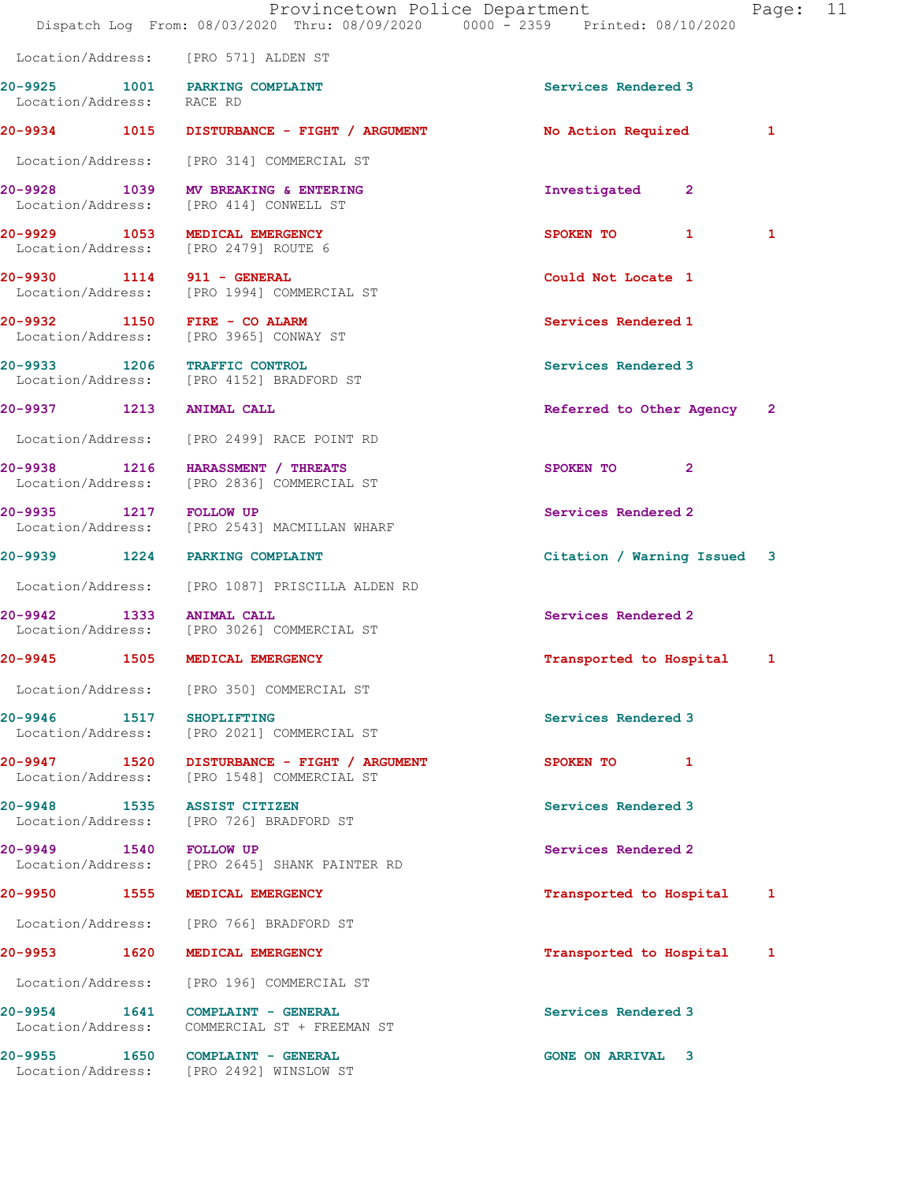Location/Address: [PRO 571] ALDEN ST

| Call | Time | Type | Disposition | Priority | |
|---|---|---|---|---|---|
| 20-9925 | 1001 | PARKING COMPLAINT | Services Rendered | 3 | |
| Location/Address: RACE RD | | | | | |
| 20-9934 | 1015 | DISTURBANCE - FIGHT / ARGUMENT | No Action Required | | 1 |
| Location/Address: [PRO 314] COMMERCIAL ST | | | | | |
| 20-9928 | 1039 | MV BREAKING & ENTERING | Investigated | 2 | |
| Location/Address: [PRO 414] CONWELL ST | | | | | |
| 20-9929 | 1053 | MEDICAL EMERGENCY | SPOKEN TO | 1 | 1 |
| Location/Address: [PRO 2479] ROUTE 6 | | | | | |
| 20-9930 | 1114 | 911 - GENERAL | Could Not Locate | 1 | |
| Location/Address: [PRO 1994] COMMERCIAL ST | | | | | |
| 20-9932 | 1150 | FIRE - CO ALARM | Services Rendered | 1 | |
| Location/Address: [PRO 3965] CONWAY ST | | | | | |
| 20-9933 | 1206 | TRAFFIC CONTROL | Services Rendered | 3 | |
| Location/Address: [PRO 4152] BRADFORD ST | | | | | |
| 20-9937 | 1213 | ANIMAL CALL | Referred to Other Agency | | 2 |
| Location/Address: [PRO 2499] RACE POINT RD | | | | | |
| 20-9938 | 1216 | HARASSMENT / THREATS | SPOKEN TO | 2 | |
| Location/Address: [PRO 2836] COMMERCIAL ST | | | | | |
| 20-9935 | 1217 | FOLLOW UP | Services Rendered | 2 | |
| Location/Address: [PRO 2543] MACMILLAN WHARF | | | | | |
| 20-9939 | 1224 | PARKING COMPLAINT | Citation / Warning Issued | | 3 |
| Location/Address: [PRO 1087] PRISCILLA ALDEN RD | | | | | |
| 20-9942 | 1333 | ANIMAL CALL | Services Rendered | 2 | |
| Location/Address: [PRO 3026] COMMERCIAL ST | | | | | |
| 20-9945 | 1505 | MEDICAL EMERGENCY | Transported to Hospital | | 1 |
| Location/Address: [PRO 350] COMMERCIAL ST | | | | | |
| 20-9946 | 1517 | SHOPLIFTING | Services Rendered | 3 | |
| Location/Address: [PRO 2021] COMMERCIAL ST | | | | | |
| 20-9947 | 1520 | DISTURBANCE - FIGHT / ARGUMENT | SPOKEN TO | 1 | |
| Location/Address: [PRO 1548] COMMERCIAL ST | | | | | |
| 20-9948 | 1535 | ASSIST CITIZEN | Services Rendered | 3 | |
| Location/Address: [PRO 726] BRADFORD ST | | | | | |
| 20-9949 | 1540 | FOLLOW UP | Services Rendered | 2 | |
| Location/Address: [PRO 2645] SHANK PAINTER RD | | | | | |
| 20-9950 | 1555 | MEDICAL EMERGENCY | Transported to Hospital | | 1 |
| Location/Address: [PRO 766] BRADFORD ST | | | | | |
| 20-9953 | 1620 | MEDICAL EMERGENCY | Transported to Hospital | | 1 |
| Location/Address: [PRO 196] COMMERCIAL ST | | | | | |
| 20-9954 | 1641 | COMPLAINT - GENERAL | Services Rendered | 3 | |
| Location/Address: COMMERCIAL ST + FREEMAN ST | | | | | |
| 20-9955 | 1650 | COMPLAINT - GENERAL | GONE ON ARRIVAL | 3 | |
| Location/Address: [PRO 2492] WINSLOW ST | | | | | |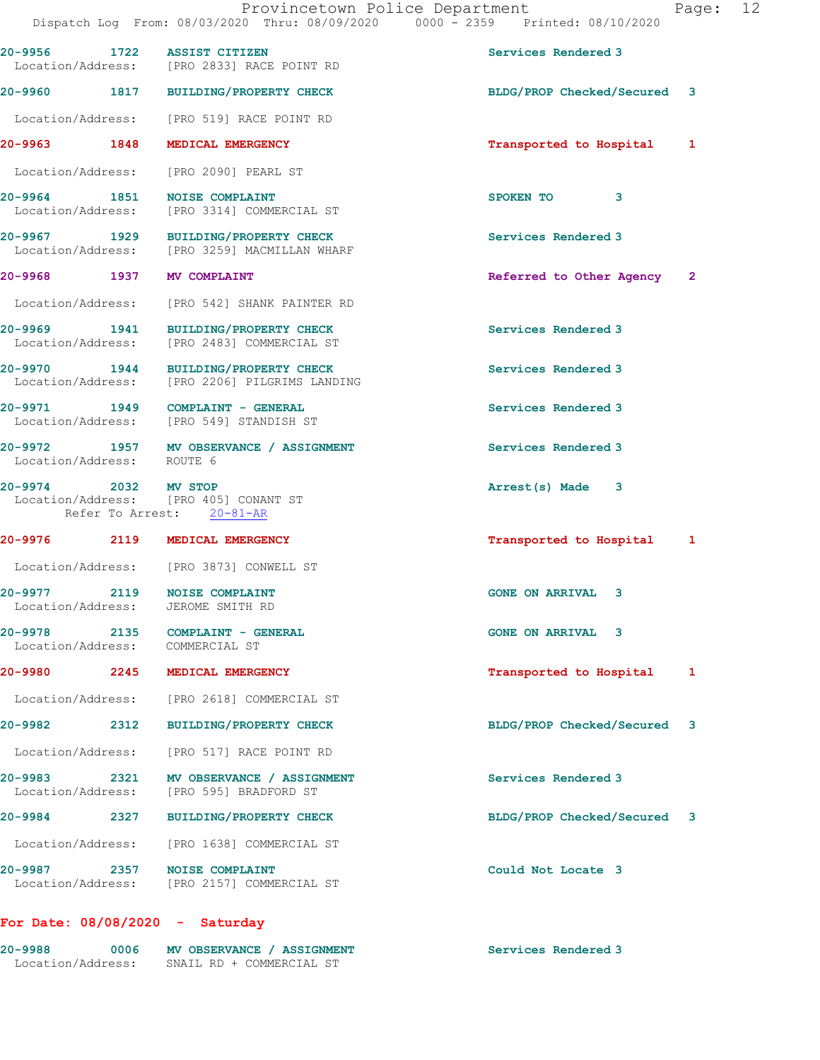20-9956 1722 ASSIST CITIZEN Services Rendered 3
Location/Address: [PRO 2833] RACE POINT RD

20-9960 1817 BUILDING/PROPERTY CHECK BLDG/PROP Checked/Secured 3
Location/Address: [PRO 519] RACE POINT RD

20-9963 1848 MEDICAL EMERGENCY Transported to Hospital 1
Location/Address: [PRO 2090] PEARL ST

20-9964 1851 NOISE COMPLAINT SPOKEN TO 3
Location/Address: [PRO 3314] COMMERCIAL ST

20-9967 1929 BUILDING/PROPERTY CHECK Services Rendered 3
Location/Address: [PRO 3259] MACMILLAN WHARF

20-9968 1937 MV COMPLAINT Referred to Other Agency 2
Location/Address: [PRO 542] SHANK PAINTER RD

20-9969 1941 BUILDING/PROPERTY CHECK Services Rendered 3
Location/Address: [PRO 2483] COMMERCIAL ST

20-9970 1944 BUILDING/PROPERTY CHECK Services Rendered 3
Location/Address: [PRO 2206] PILGRIMS LANDING

20-9971 1949 COMPLAINT - GENERAL Services Rendered 3
Location/Address: [PRO 549] STANDISH ST

20-9972 1957 MV OBSERVANCE / ASSIGNMENT Services Rendered 3
Location/Address: ROUTE 6

20-9974 2032 MV STOP Arrest(s) Made 3
Location/Address: [PRO 405] CONANT ST
Refer To Arrest: 20-81-AR

20-9976 2119 MEDICAL EMERGENCY Transported to Hospital 1
Location/Address: [PRO 3873] CONWELL ST

20-9977 2119 NOISE COMPLAINT GONE ON ARRIVAL 3
Location/Address: JEROME SMITH RD

20-9978 2135 COMPLAINT - GENERAL GONE ON ARRIVAL 3
Location/Address: COMMERCIAL ST

20-9980 2245 MEDICAL EMERGENCY Transported to Hospital 1
Location/Address: [PRO 2618] COMMERCIAL ST

20-9982 2312 BUILDING/PROPERTY CHECK BLDG/PROP Checked/Secured 3
Location/Address: [PRO 517] RACE POINT RD

20-9983 2321 MV OBSERVANCE / ASSIGNMENT Services Rendered 3
Location/Address: [PRO 595] BRADFORD ST

20-9984 2327 BUILDING/PROPERTY CHECK BLDG/PROP Checked/Secured 3
Location/Address: [PRO 1638] COMMERCIAL ST

20-9987 2357 NOISE COMPLAINT Could Not Locate 3
Location/Address: [PRO 2157] COMMERCIAL ST

**For Date: 08/08/2020 - Saturday**

20-9988 0006 MV OBSERVANCE / ASSIGNMENT Services Rendered 3
Location/Address: SNAIL RD + COMMERCIAL ST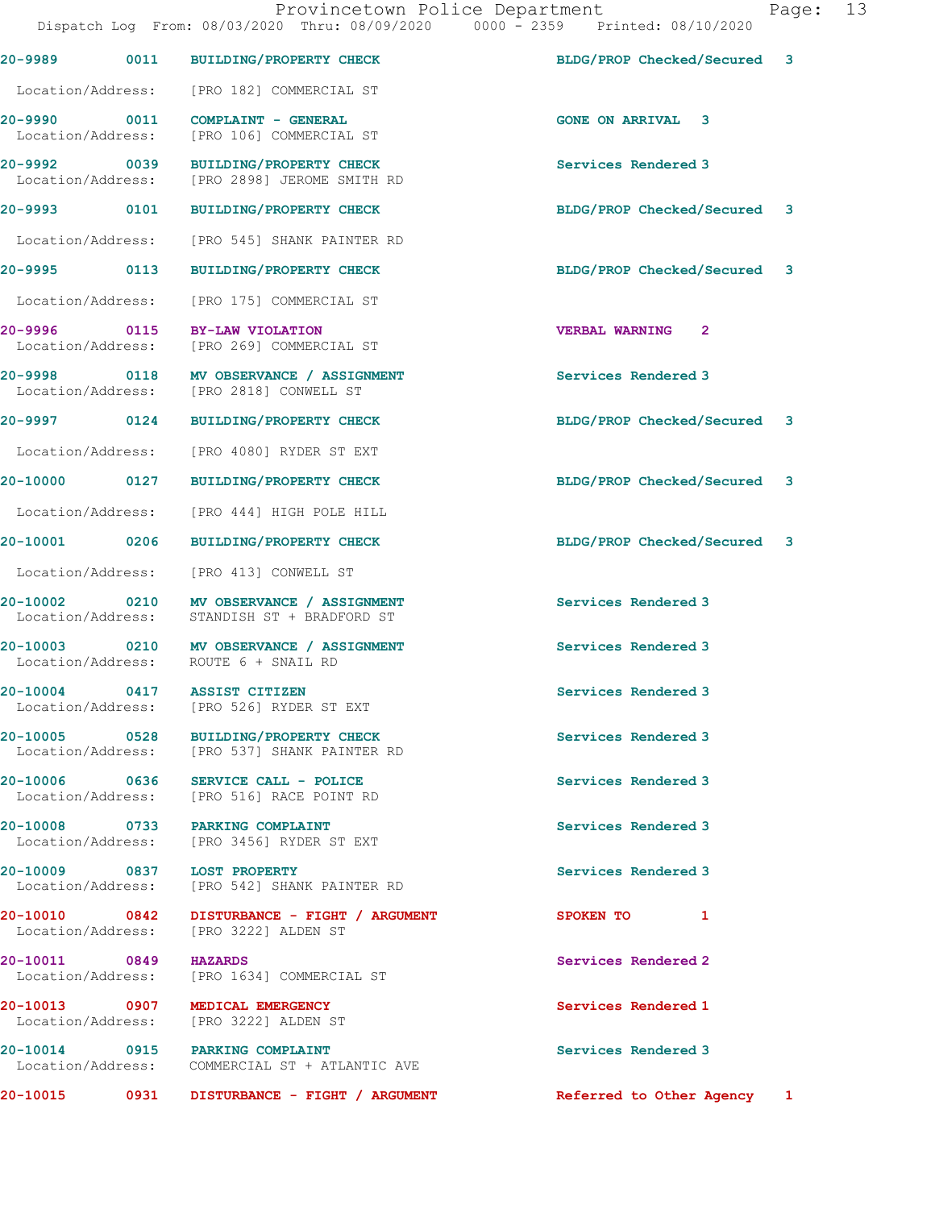20-9989 0011 BUILDING/PROPERTY CHECK BLDG/PROP Checked/Secured 3

Location/Address: [PRO 182] COMMERCIAL ST

20-9990 0011 COMPLAINT - GENERAL GONE ON ARRIVAL 3
Location/Address: [PRO 106] COMMERCIAL ST

20-9992 0039 BUILDING/PROPERTY CHECK Services Rendered 3
Location/Address: [PRO 2898] JEROME SMITH RD

20-9993 0101 BUILDING/PROPERTY CHECK BLDG/PROP Checked/Secured 3

Location/Address: [PRO 545] SHANK PAINTER RD

20-9995 0113 BUILDING/PROPERTY CHECK BLDG/PROP Checked/Secured 3

Location/Address: [PRO 175] COMMERCIAL ST

20-9996 0115 BY-LAW VIOLATION VERBAL WARNING 2
Location/Address: [PRO 269] COMMERCIAL ST

20-9998 0118 MV OBSERVANCE / ASSIGNMENT Services Rendered 3
Location/Address: [PRO 2818] CONWELL ST

20-9997 0124 BUILDING/PROPERTY CHECK BLDG/PROP Checked/Secured 3

Location/Address: [PRO 4080] RYDER ST EXT

20-10000 0127 BUILDING/PROPERTY CHECK BLDG/PROP Checked/Secured 3

Location/Address: [PRO 444] HIGH POLE HILL

20-10001 0206 BUILDING/PROPERTY CHECK BLDG/PROP Checked/Secured 3

Location/Address: [PRO 413] CONWELL ST

20-10002 0210 MV OBSERVANCE / ASSIGNMENT Services Rendered 3
Location/Address: STANDISH ST + BRADFORD ST

20-10003 0210 MV OBSERVANCE / ASSIGNMENT Services Rendered 3
Location/Address: ROUTE 6 + SNAIL RD

20-10004 0417 ASSIST CITIZEN Services Rendered 3
Location/Address: [PRO 526] RYDER ST EXT

20-10005 0528 BUILDING/PROPERTY CHECK Services Rendered 3
Location/Address: [PRO 537] SHANK PAINTER RD

20-10006 0636 SERVICE CALL - POLICE Services Rendered 3
Location/Address: [PRO 516] RACE POINT RD

20-10008 0733 PARKING COMPLAINT Services Rendered 3
Location/Address: [PRO 3456] RYDER ST EXT

20-10009 0837 LOST PROPERTY Services Rendered 3
Location/Address: [PRO 542] SHANK PAINTER RD

20-10010 0842 DISTURBANCE - FIGHT / ARGUMENT SPOKEN TO 1
Location/Address: [PRO 3222] ALDEN ST

20-10011 0849 HAZARDS Services Rendered 2
Location/Address: [PRO 1634] COMMERCIAL ST

20-10013 0907 MEDICAL EMERGENCY Services Rendered 1
Location/Address: [PRO 3222] ALDEN ST

20-10014 0915 PARKING COMPLAINT Services Rendered 3
Location/Address: COMMERCIAL ST + ATLANTIC AVE

20-10015 0931 DISTURBANCE - FIGHT / ARGUMENT Referred to Other Agency 1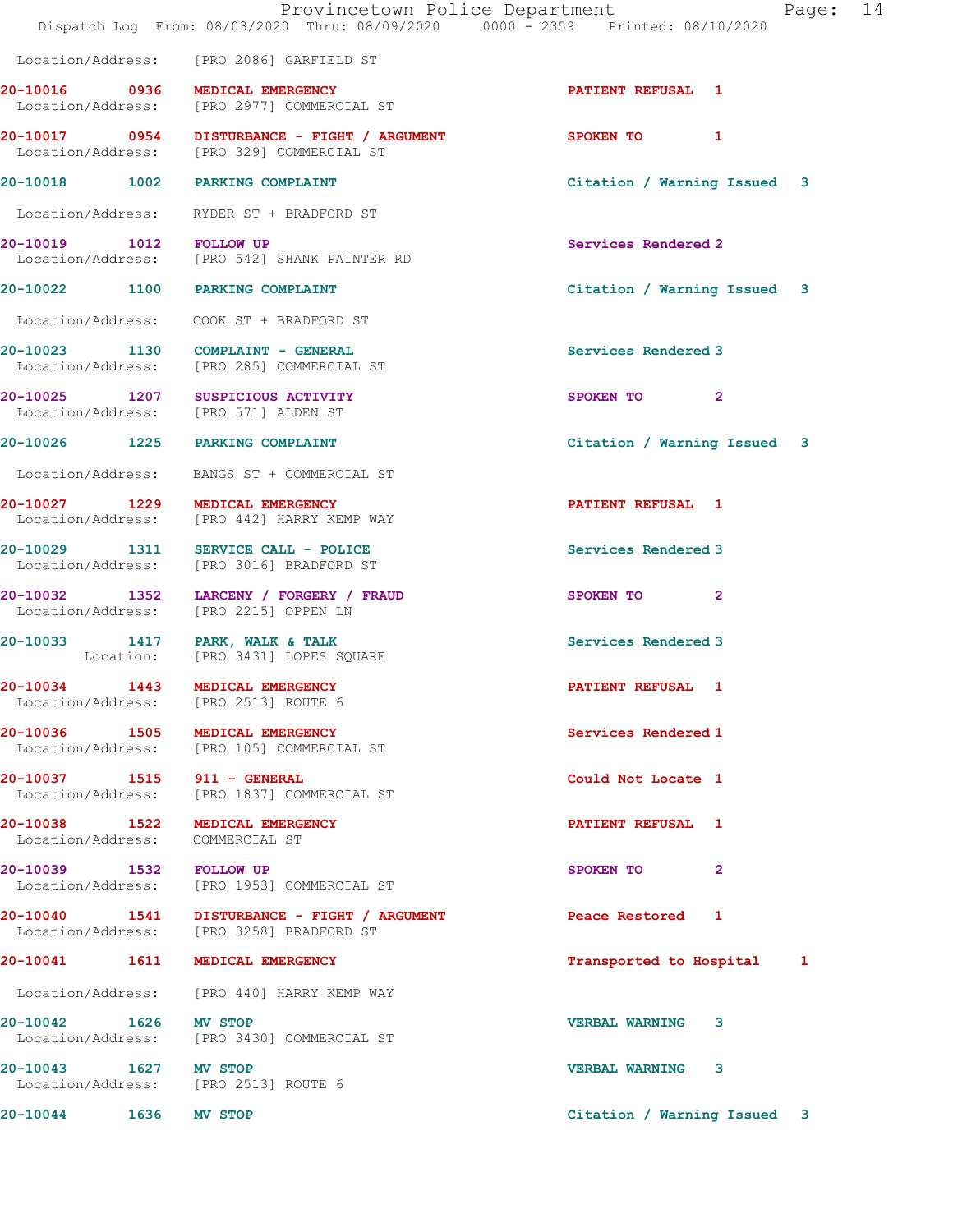Location/Address: [PRO 2086] GARFIELD ST

20-10016 0936 MEDICAL EMERGENCY PATIENT REFUSAL 1
Location/Address: [PRO 2977] COMMERCIAL ST

20-10017 0954 DISTURBANCE - FIGHT / ARGUMENT SPOKEN TO 1
Location/Address: [PRO 329] COMMERCIAL ST

20-10018 1002 PARKING COMPLAINT Citation / Warning Issued 3
Location/Address: RYDER ST + BRADFORD ST

20-10019 1012 FOLLOW UP Services Rendered 2
Location/Address: [PRO 542] SHANK PAINTER RD

20-10022 1100 PARKING COMPLAINT Citation / Warning Issued 3
Location/Address: COOK ST + BRADFORD ST

20-10023 1130 COMPLAINT - GENERAL Services Rendered 3
Location/Address: [PRO 285] COMMERCIAL ST

20-10025 1207 SUSPICIOUS ACTIVITY SPOKEN TO 2
Location/Address: [PRO 571] ALDEN ST

20-10026 1225 PARKING COMPLAINT Citation / Warning Issued 3
Location/Address: BANGS ST + COMMERCIAL ST

20-10027 1229 MEDICAL EMERGENCY PATIENT REFUSAL 1
Location/Address: [PRO 442] HARRY KEMP WAY

20-10029 1311 SERVICE CALL - POLICE Services Rendered 3
Location/Address: [PRO 3016] BRADFORD ST

20-10032 1352 LARCENY / FORGERY / FRAUD SPOKEN TO 2
Location/Address: [PRO 2215] OPPEN LN

20-10033 1417 PARK, WALK & TALK Services Rendered 3
Location: [PRO 3431] LOPES SQUARE

20-10034 1443 MEDICAL EMERGENCY PATIENT REFUSAL 1
Location/Address: [PRO 2513] ROUTE 6

20-10036 1505 MEDICAL EMERGENCY Services Rendered 1
Location/Address: [PRO 105] COMMERCIAL ST

20-10037 1515 911 - GENERAL Could Not Locate 1
Location/Address: [PRO 1837] COMMERCIAL ST

20-10038 1522 MEDICAL EMERGENCY PATIENT REFUSAL 1
Location/Address: COMMERCIAL ST

20-10039 1532 FOLLOW UP SPOKEN TO 2
Location/Address: [PRO 1953] COMMERCIAL ST

20-10040 1541 DISTURBANCE - FIGHT / ARGUMENT Peace Restored 1
Location/Address: [PRO 3258] BRADFORD ST

20-10041 1611 MEDICAL EMERGENCY Transported to Hospital 1
Location/Address: [PRO 440] HARRY KEMP WAY

20-10042 1626 MV STOP VERBAL WARNING 3
Location/Address: [PRO 3430] COMMERCIAL ST

20-10043 1627 MV STOP VERBAL WARNING 3
Location/Address: [PRO 2513] ROUTE 6

20-10044 1636 MV STOP Citation / Warning Issued 3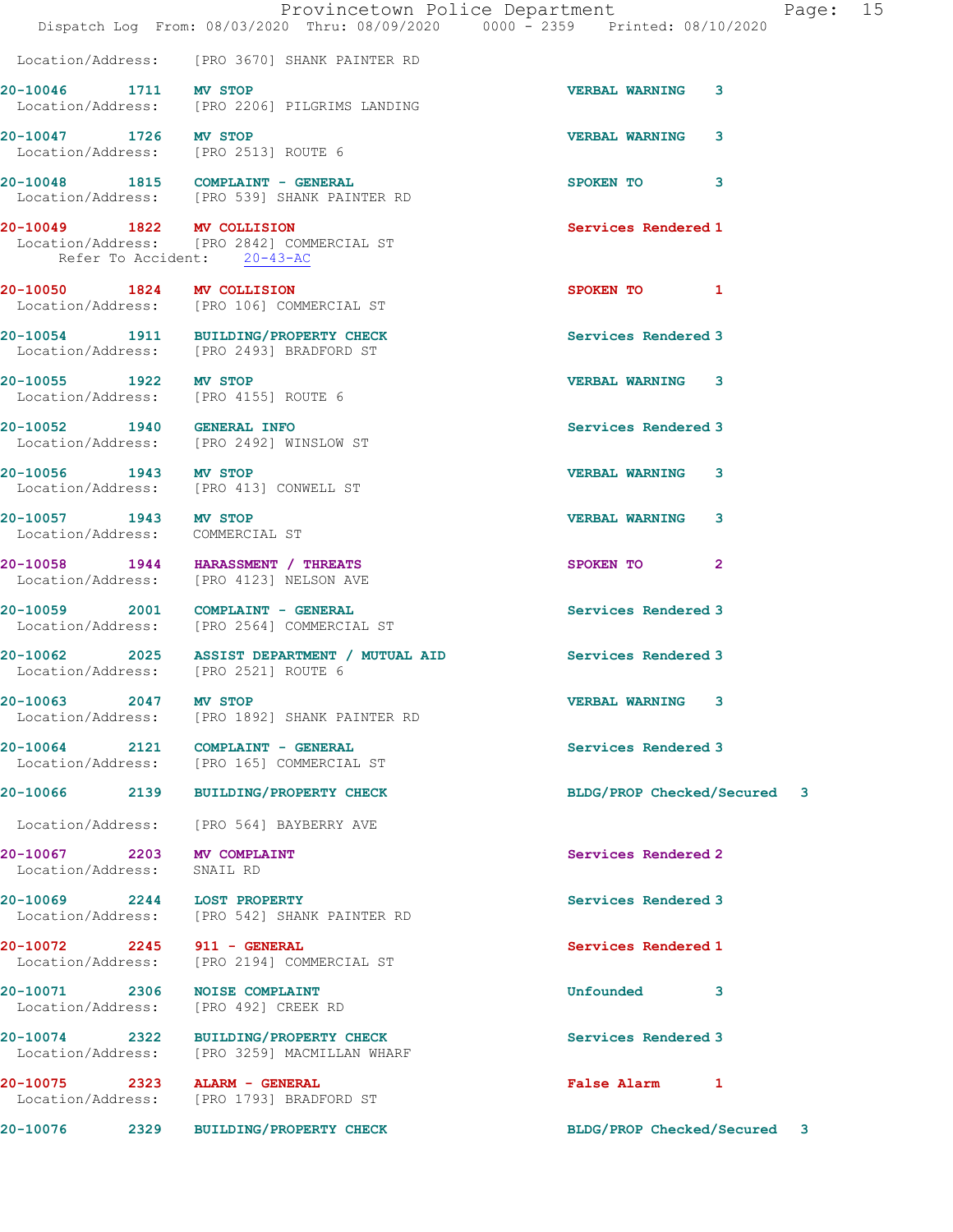Location/Address: [PRO 3670] SHANK PAINTER RD

**20-10046 1711 MV STOP** VERBAL WARNING 3
Location/Address: [PRO 2206] PILGRIMS LANDING

**20-10047 1726 MV STOP** VERBAL WARNING 3
Location/Address: [PRO 2513] ROUTE 6

**20-10048 1815 COMPLAINT - GENERAL** SPOKEN TO 3
Location/Address: [PRO 539] SHANK PAINTER RD

**20-10049 1822 MV COLLISION** Services Rendered 1
Location/Address: [PRO 2842] COMMERCIAL ST
Refer To Accident: 20-43-AC

**20-10050 1824 MV COLLISION** SPOKEN TO 1
Location/Address: [PRO 106] COMMERCIAL ST

**20-10054 1911 BUILDING/PROPERTY CHECK** Services Rendered 3
Location/Address: [PRO 2493] BRADFORD ST

**20-10055 1922 MV STOP** VERBAL WARNING 3
Location/Address: [PRO 4155] ROUTE 6

**20-10052 1940 GENERAL INFO** Services Rendered 3
Location/Address: [PRO 2492] WINSLOW ST

**20-10056 1943 MV STOP** VERBAL WARNING 3
Location/Address: [PRO 413] CONWELL ST

**20-10057 1943 MV STOP** VERBAL WARNING 3
Location/Address: COMMERCIAL ST

**20-10058 1944 HARASSMENT / THREATS** SPOKEN TO 2
Location/Address: [PRO 4123] NELSON AVE

**20-10059 2001 COMPLAINT - GENERAL** Services Rendered 3
Location/Address: [PRO 2564] COMMERCIAL ST

**20-10062 2025 ASSIST DEPARTMENT / MUTUAL AID** Services Rendered 3
Location/Address: [PRO 2521] ROUTE 6

**20-10063 2047 MV STOP** VERBAL WARNING 3
Location/Address: [PRO 1892] SHANK PAINTER RD

**20-10064 2121 COMPLAINT - GENERAL** Services Rendered 3
Location/Address: [PRO 165] COMMERCIAL ST

**20-10066 2139 BUILDING/PROPERTY CHECK** BLDG/PROP Checked/Secured 3
Location/Address: [PRO 564] BAYBERRY AVE

**20-10067 2203 MV COMPLAINT** Services Rendered 2
Location/Address: SNAIL RD

**20-10069 2244 LOST PROPERTY** Services Rendered 3
Location/Address: [PRO 542] SHANK PAINTER RD

**20-10072 2245 911 - GENERAL** Services Rendered 1
Location/Address: [PRO 2194] COMMERCIAL ST

**20-10071 2306 NOISE COMPLAINT** Unfounded 3
Location/Address: [PRO 492] CREEK RD

**20-10074 2322 BUILDING/PROPERTY CHECK** Services Rendered 3
Location/Address: [PRO 3259] MACMILLAN WHARF

**20-10075 2323 ALARM - GENERAL** False Alarm 1
Location/Address: [PRO 1793] BRADFORD ST

**20-10076 2329 BUILDING/PROPERTY CHECK** BLDG/PROP Checked/Secured 3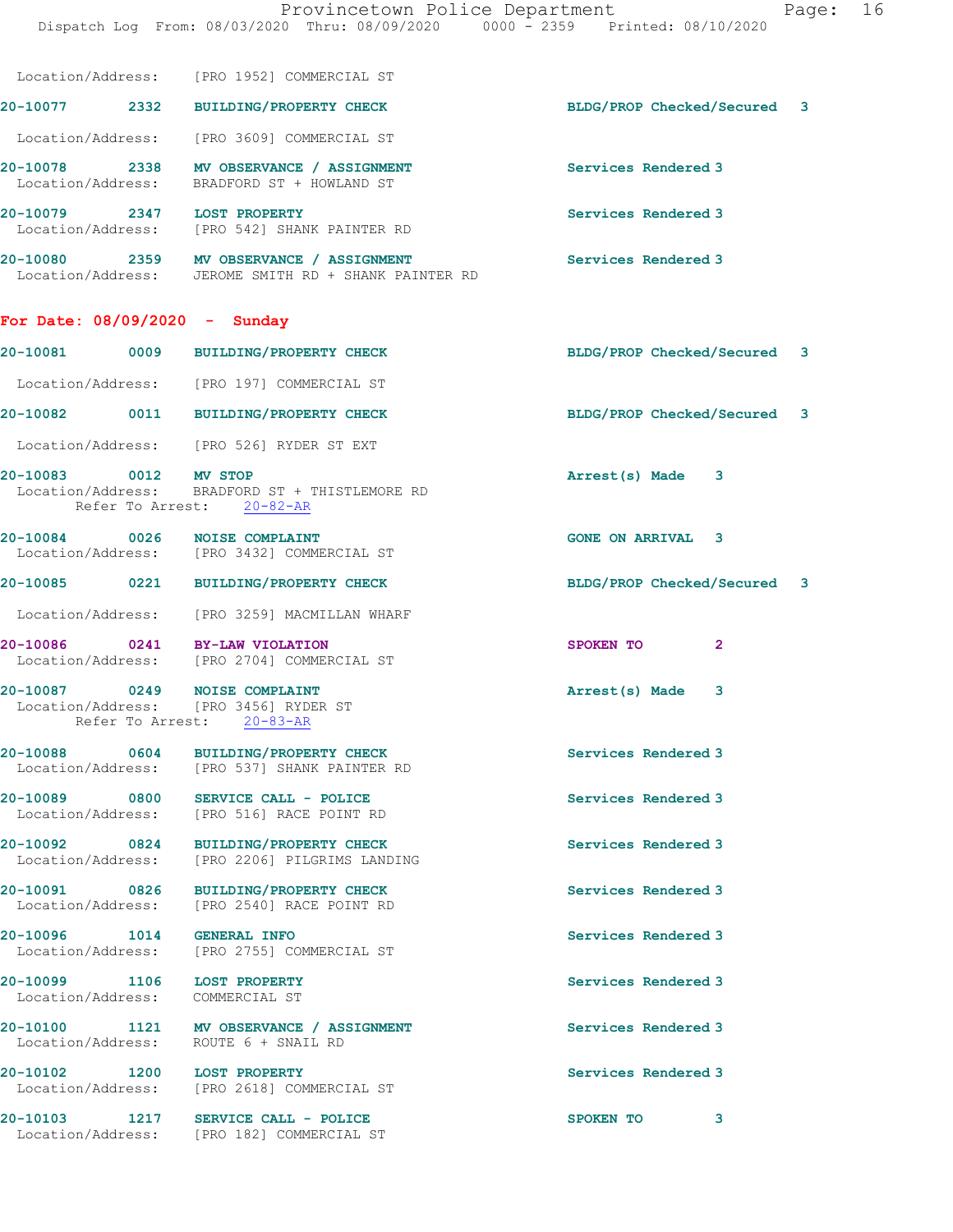Location/Address: [PRO 1952] COMMERCIAL ST

**20-10077** 2332 **BUILDING/PROPERTY CHECK** — BLDG/PROP Checked/Secured 3
Location/Address: [PRO 3609] COMMERCIAL ST

**20-10078** 2338 **MV OBSERVATION / ASSIGNMENT** — Services Rendered 3
Location/Address: BRADFORD ST + HOWLAND ST

**20-10079** 2347 **LOST PROPERTY** — Services Rendered 3
Location/Address: [PRO 542] SHANK PAINTER RD

**20-10080** 2359 **MV OBSERVATION / ASSIGNMENT** — Services Rendered 3
Location/Address: JEROME SMITH RD + SHANK PAINTER RD

## For Date: 08/09/2020 - Sunday

**20-10081** 0009 **BUILDING/PROPERTY CHECK** — BLDG/PROP Checked/Secured 3
Location/Address: [PRO 197] COMMERCIAL ST

**20-10082** 0011 **BUILDING/PROPERTY CHECK** — BLDG/PROP Checked/Secured 3
Location/Address: [PRO 526] RYDER ST EXT

**20-10083** 0012 **MV STOP** — Arrest(s) Made 3
Location/Address: BRADFORD ST + THISTLEMORE RD
Refer To Arrest: 20-82-AR

**20-10084** 0026 **NOISE COMPLAINT** — GONE ON ARRIVAL 3
Location/Address: [PRO 3432] COMMERCIAL ST

**20-10085** 0221 **BUILDING/PROPERTY CHECK** — BLDG/PROP Checked/Secured 3
Location/Address: [PRO 3259] MACMILLAN WHARF

**20-10086** 0241 **BY-LAW VIOLATION** — SPOKEN TO 2
Location/Address: [PRO 2704] COMMERCIAL ST

**20-10087** 0249 **NOISE COMPLAINT** — Arrest(s) Made 3
Location/Address: [PRO 3456] RYDER ST
Refer To Arrest: 20-83-AR

**20-10088** 0604 **BUILDING/PROPERTY CHECK** — Services Rendered 3
Location/Address: [PRO 537] SHANK PAINTER RD

**20-10089** 0800 **SERVICE CALL - POLICE** — Services Rendered 3
Location/Address: [PRO 516] RACE POINT RD

**20-10092** 0824 **BUILDING/PROPERTY CHECK** — Services Rendered 3
Location/Address: [PRO 2206] PILGRIMS LANDING

**20-10091** 0826 **BUILDING/PROPERTY CHECK** — Services Rendered 3
Location/Address: [PRO 2540] RACE POINT RD

**20-10096** 1014 **GENERAL INFO** — Services Rendered 3
Location/Address: [PRO 2755] COMMERCIAL ST

**20-10099** 1106 **LOST PROPERTY** — Services Rendered 3
Location/Address: COMMERCIAL ST

**20-10100** 1121 **MV OBSERVATION / ASSIGNMENT** — Services Rendered 3
Location/Address: ROUTE 6 + SNAIL RD

**20-10102** 1200 **LOST PROPERTY** — Services Rendered 3
Location/Address: [PRO 2618] COMMERCIAL ST

**20-10103** 1217 **SERVICE CALL - POLICE** — SPOKEN TO 3
Location/Address: [PRO 182] COMMERCIAL ST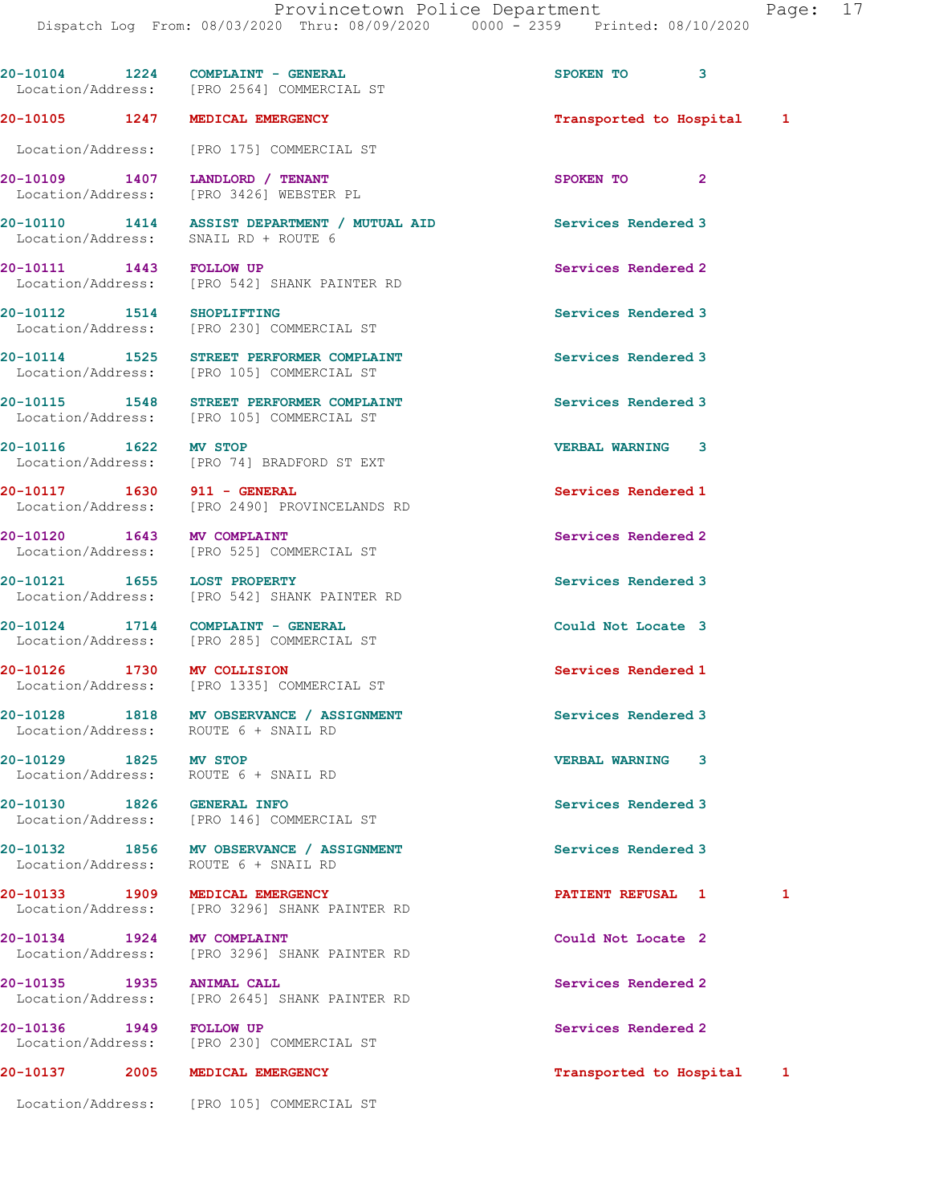20-10104 1224 COMPLAINT - GENERAL SPOKEN TO 3
Location/Address: [PRO 2564] COMMERCIAL ST

20-10105 1247 MEDICAL EMERGENCY Transported to Hospital 1
Location/Address: [PRO 175] COMMERCIAL ST

20-10109 1407 LANDLORD / TENANT SPOKEN TO 2
Location/Address: [PRO 3426] WEBSTER PL

20-10110 1414 ASSIST DEPARTMENT / MUTUAL AID Services Rendered 3
Location/Address: SNAIL RD + ROUTE 6

20-10111 1443 FOLLOW UP Services Rendered 2
Location/Address: [PRO 542] SHANK PAINTER RD

20-10112 1514 SHOPLIFTING Services Rendered 3
Location/Address: [PRO 230] COMMERCIAL ST

20-10114 1525 STREET PERFORMER COMPLAINT Services Rendered 3
Location/Address: [PRO 105] COMMERCIAL ST

20-10115 1548 STREET PERFORMER COMPLAINT Services Rendered 3
Location/Address: [PRO 105] COMMERCIAL ST

20-10116 1622 MV STOP VERBAL WARNING 3
Location/Address: [PRO 74] BRADFORD ST EXT

20-10117 1630 911 - GENERAL Services Rendered 1
Location/Address: [PRO 2490] PROVINCELANDS RD

20-10120 1643 MV COMPLAINT Services Rendered 2
Location/Address: [PRO 525] COMMERCIAL ST

20-10121 1655 LOST PROPERTY Services Rendered 3
Location/Address: [PRO 542] SHANK PAINTER RD

20-10124 1714 COMPLAINT - GENERAL Could Not Locate 3
Location/Address: [PRO 285] COMMERCIAL ST

20-10126 1730 MV COLLISION Services Rendered 1
Location/Address: [PRO 1335] COMMERCIAL ST

20-10128 1818 MV OBSERVANCE / ASSIGNMENT Services Rendered 3
Location/Address: ROUTE 6 + SNAIL RD

20-10129 1825 MV STOP VERBAL WARNING 3
Location/Address: ROUTE 6 + SNAIL RD

20-10130 1826 GENERAL INFO Services Rendered 3
Location/Address: [PRO 146] COMMERCIAL ST

20-10132 1856 MV OBSERVANCE / ASSIGNMENT Services Rendered 3
Location/Address: ROUTE 6 + SNAIL RD

20-10133 1909 MEDICAL EMERGENCY PATIENT REFUSAL 1 1
Location/Address: [PRO 3296] SHANK PAINTER RD

20-10134 1924 MV COMPLAINT Could Not Locate 2
Location/Address: [PRO 3296] SHANK PAINTER RD

20-10135 1935 ANIMAL CALL Services Rendered 2
Location/Address: [PRO 2645] SHANK PAINTER RD

20-10136 1949 FOLLOW UP Services Rendered 2
Location/Address: [PRO 230] COMMERCIAL ST

20-10137 2005 MEDICAL EMERGENCY Transported to Hospital 1
Location/Address: [PRO 105] COMMERCIAL ST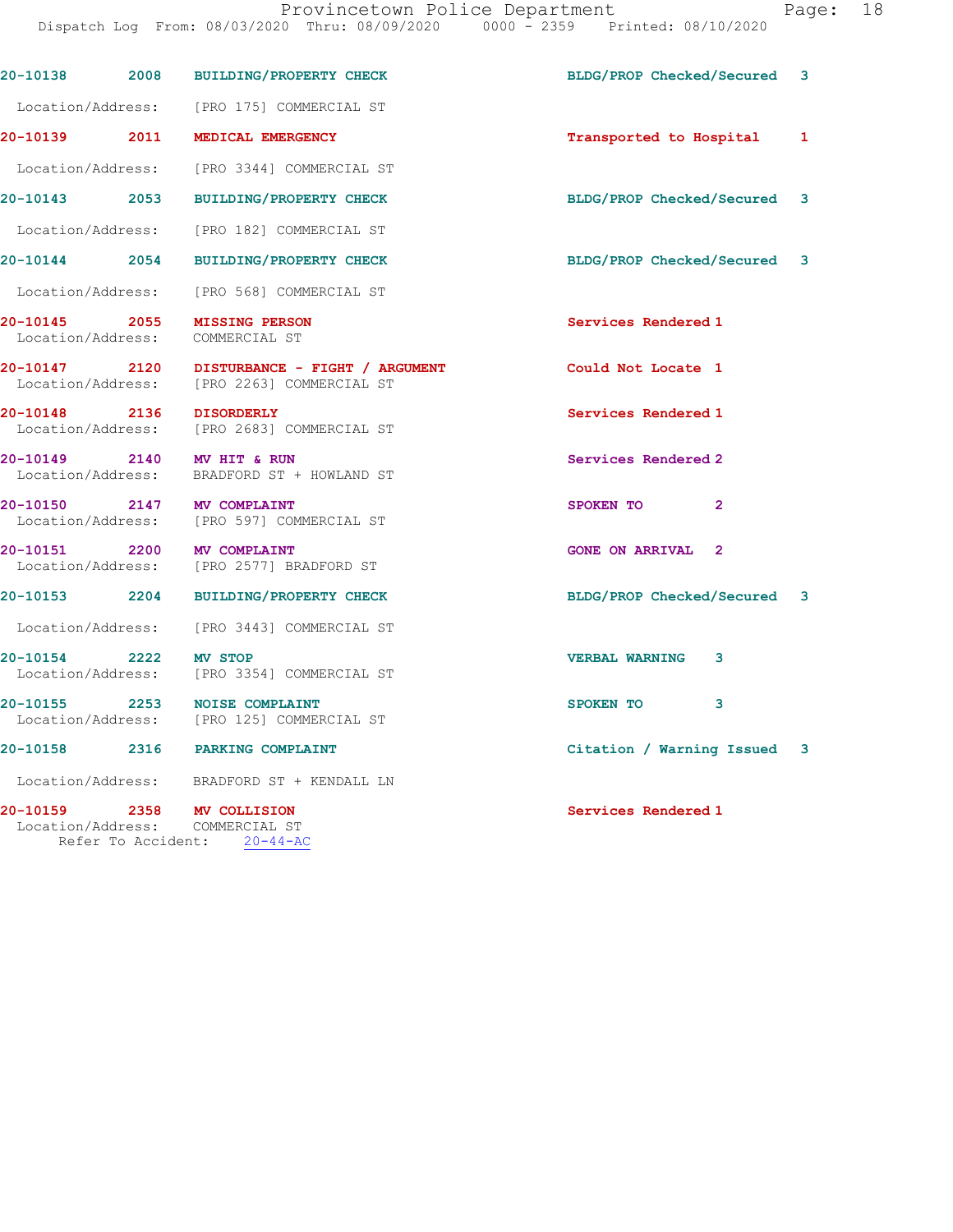| | | | | |
|---|---|---|---|---|
| 20-10138 | 2008 | BUILDING/PROPERTY CHECK | BLDG/PROP Checked/Secured | 3 |
| Location/Address: | [PRO 175] COMMERCIAL ST | | | |
| 20-10139 | 2011 | MEDICAL EMERGENCY | Transported to Hospital | 1 |
| Location/Address: | [PRO 3344] COMMERCIAL ST | | | |
| 20-10143 | 2053 | BUILDING/PROPERTY CHECK | BLDG/PROP Checked/Secured | 3 |
| Location/Address: | [PRO 182] COMMERCIAL ST | | | |
| 20-10144 | 2054 | BUILDING/PROPERTY CHECK | BLDG/PROP Checked/Secured | 3 |
| Location/Address: | [PRO 568] COMMERCIAL ST | | | |
| 20-10145 | 2055 | MISSING PERSON | Services Rendered | 1 |
| Location/Address: | COMMERCIAL ST | | | |
| 20-10147 | 2120 | DISTURBANCE - FIGHT / ARGUMENT | Could Not Locate | 1 |
| Location/Address: | [PRO 2263] COMMERCIAL ST | | | |
| 20-10148 | 2136 | DISORDERLY | Services Rendered | 1 |
| Location/Address: | [PRO 2683] COMMERCIAL ST | | | |
| 20-10149 | 2140 | MV HIT & RUN | Services Rendered | 2 |
| Location/Address: | BRADFORD ST + HOWLAND ST | | | |
| 20-10150 | 2147 | MV COMPLAINT | SPOKEN TO | 2 |
| Location/Address: | [PRO 597] COMMERCIAL ST | | | |
| 20-10151 | 2200 | MV COMPLAINT | GONE ON ARRIVAL | 2 |
| Location/Address: | [PRO 2577] BRADFORD ST | | | |
| 20-10153 | 2204 | BUILDING/PROPERTY CHECK | BLDG/PROP Checked/Secured | 3 |
| Location/Address: | [PRO 3443] COMMERCIAL ST | | | |
| 20-10154 | 2222 | MV STOP | VERBAL WARNING | 3 |
| Location/Address: | [PRO 3354] COMMERCIAL ST | | | |
| 20-10155 | 2253 | NOISE COMPLAINT | SPOKEN TO | 3 |
| Location/Address: | [PRO 125] COMMERCIAL ST | | | |
| 20-10158 | 2316 | PARKING COMPLAINT | Citation / Warning Issued | 3 |
| Location/Address: | BRADFORD ST + KENDALL LN | | | |
| 20-10159 | 2358 | MV COLLISION | Services Rendered | 1 |
| Location/Address: | COMMERCIAL ST | | | |
| Refer To Accident: | 20-44-AC | | | |